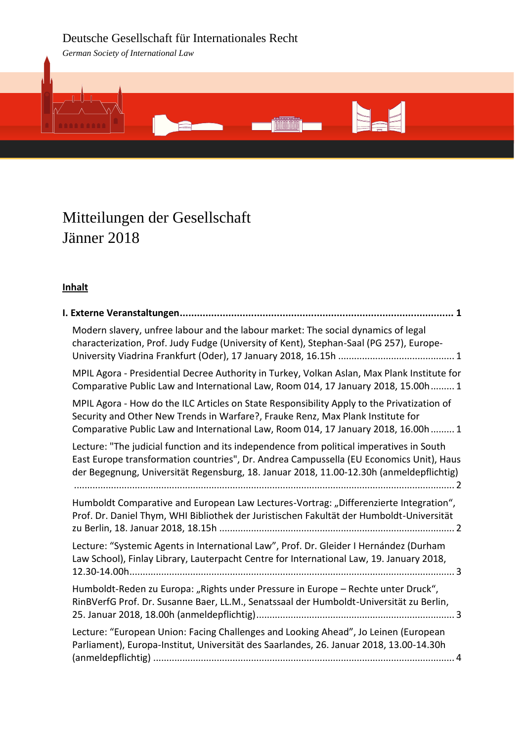Deutsche Gesellschaft für Internationales Recht

*German Society of International Law*

# Mitteilungen der Gesellschaft
# Jänner 2018

**Inhalt**

**I. Externe Veranstaltungen ............................................................................................... 1**

Modern slavery, unfree labour and the labour market: The social dynamics of legal characterization, Prof. Judy Fudge (University of Kent), Stephan-Saal (PG 257), Europe-University Viadrina Frankfurt (Oder), 17 January 2018, 16.15h ........................................... 1

MPIL Agora - Presidential Decree Authority in Turkey, Volkan Aslan, Max Plank Institute for Comparative Public Law and International Law, Room 014, 17 January 2018, 15.00h ......... 1

MPIL Agora - How do the ILC Articles on State Responsibility Apply to the Privatization of Security and Other New Trends in Warfare?, Frauke Renz, Max Plank Institute for Comparative Public Law and International Law, Room 014, 17 January 2018, 16.00h ......... 1

Lecture: "The judicial function and its independence from political imperatives in South East Europe transformation countries", Dr. Andrea Campussella (EU Economics Unit), Haus der Begegnung, Universität Regensburg, 18. Januar 2018, 11.00-12.30h (anmeldepflichtig) ............................................................................................................................................. 2

Humboldt Comparative and European Law Lectures-Vortrag: „Differenzierte Integration“, Prof. Dr. Daniel Thym, WHI Bibliothek der Juristischen Fakultät der Humboldt-Universität zu Berlin, 18. Januar 2018, 18.15h ....................................................................................... 2

Lecture: “Systemic Agents in International Law”, Prof. Dr. Gleider I Hernández (Durham Law School), Finlay Library, Lauterpacht Centre for International Law, 19. January 2018, 12.30-14.00h........................................................................................................................ 3

Humboldt-Reden zu Europa: „Rights under Pressure in Europe – Rechte unter Druck“, RinBVerfG Prof. Dr. Susanne Baer, LL.M., Senatssaal der Humboldt-Universität zu Berlin, 25. Januar 2018, 18.00h (anmeldepflichtig).......................................................................... 3

Lecture: “European Union: Facing Challenges and Looking Ahead”, Jo Leinen (European Parliament), Europa-Institut, Universität des Saarlandes, 26. Januar 2018, 13.00-14.30h (anmeldepflichtig) ................................................................................................................ 4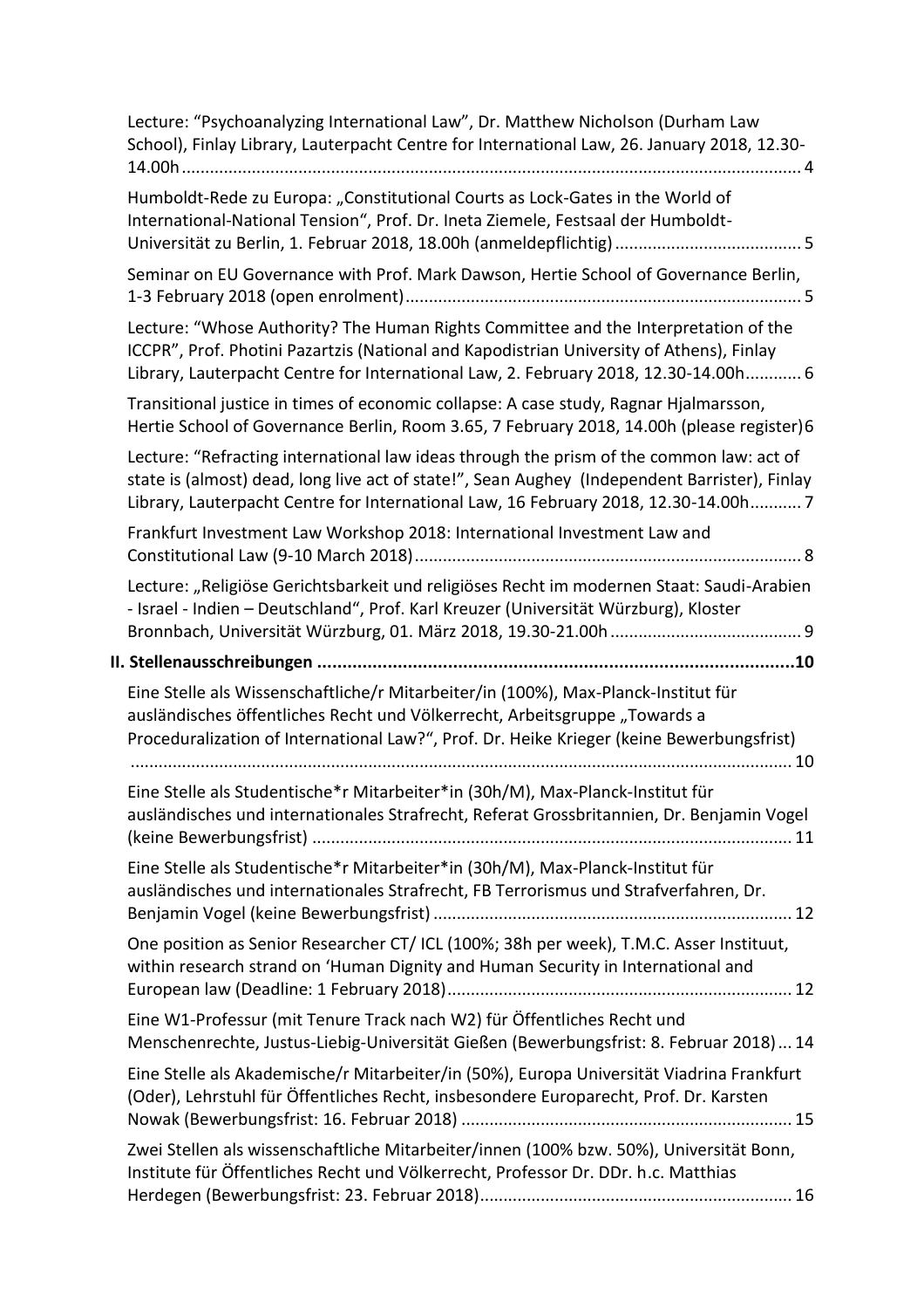Lecture: “Psychoanalyzing International Law”, Dr. Matthew Nicholson (Durham Law School), Finlay Library, Lauterpacht Centre for International Law, 26. January 2018, 12.30-14.00h ........ 4

Humboldt-Rede zu Europa: „Constitutional Courts as Lock-Gates in the World of International-National Tension“, Prof. Dr. Ineta Ziemele, Festsaal der Humboldt-Universität zu Berlin, 1. Februar 2018, 18.00h (anmeldepflichtig) ........ 5

Seminar on EU Governance with Prof. Mark Dawson, Hertie School of Governance Berlin, 1-3 February 2018 (open enrolment) ........ 5

Lecture: “Whose Authority? The Human Rights Committee and the Interpretation of the ICCPR”, Prof. Photini Pazartzis (National and Kapodistrian University of Athens), Finlay Library, Lauterpacht Centre for International Law, 2. February 2018, 12.30-14.00h ........ 6

Transitional justice in times of economic collapse: A case study, Ragnar Hjalmarsson, Hertie School of Governance Berlin, Room 3.65, 7 February 2018, 14.00h (please register) 6

Lecture: “Refracting international law ideas through the prism of the common law: act of state is (almost) dead, long live act of state!”, Sean Aughey (Independent Barrister), Finlay Library, Lauterpacht Centre for International Law, 16 February 2018, 12.30-14.00h ........ 7

Frankfurt Investment Law Workshop 2018: International Investment Law and Constitutional Law (9-10 March 2018) ........ 8

Lecture: „Religiöse Gerichtsbarkeit und religiöses Recht im modernen Staat: Saudi-Arabien - Israel - Indien – Deutschland“, Prof. Karl Kreuzer (Universität Würzburg), Kloster Bronnbach, Universität Würzburg, 01. März 2018, 19.30-21.00h ........ 9

**II. Stellenausschreibungen ........ 10**

Eine Stelle als Wissenschaftliche/r Mitarbeiter/in (100%), Max-Planck-Institut für ausländisches öffentliches Recht und Völkerrecht, Arbeitsgruppe „Towards a Proceduralization of International Law?“, Prof. Dr. Heike Krieger (keine Bewerbungsfrist) ........ 10

Eine Stelle als Studentische*r Mitarbeiter*in (30h/M), Max-Planck-Institut für ausländisches und internationales Strafrecht, Referat Grossbritannien, Dr. Benjamin Vogel (keine Bewerbungsfrist) ........ 11

Eine Stelle als Studentische*r Mitarbeiter*in (30h/M), Max-Planck-Institut für ausländisches und internationales Strafrecht, FB Terrorismus und Strafverfahren, Dr. Benjamin Vogel (keine Bewerbungsfrist) ........ 12

One position as Senior Researcher CT/ ICL (100%; 38h per week), T.M.C. Asser Instituut, within research strand on ‘Human Dignity and Human Security in International and European law (Deadline: 1 February 2018) ........ 12

Eine W1-Professur (mit Tenure Track nach W2) für Öffentliches Recht und Menschenrechte, Justus-Liebig-Universität Gießen (Bewerbungsfrist: 8. Februar 2018) ... 14

Eine Stelle als Akademische/r Mitarbeiter/in (50%), Europa Universität Viadrina Frankfurt (Oder), Lehrstuhl für Öffentliches Recht, insbesondere Europarecht, Prof. Dr. Karsten Nowak (Bewerbungsfrist: 16. Februar 2018) ........ 15

Zwei Stellen als wissenschaftliche Mitarbeiter/innen (100% bzw. 50%), Universität Bonn, Institute für Öffentliches Recht und Völkerrecht, Professor Dr. DDr. h.c. Matthias Herdegen (Bewerbungsfrist: 23. Februar 2018) ........ 16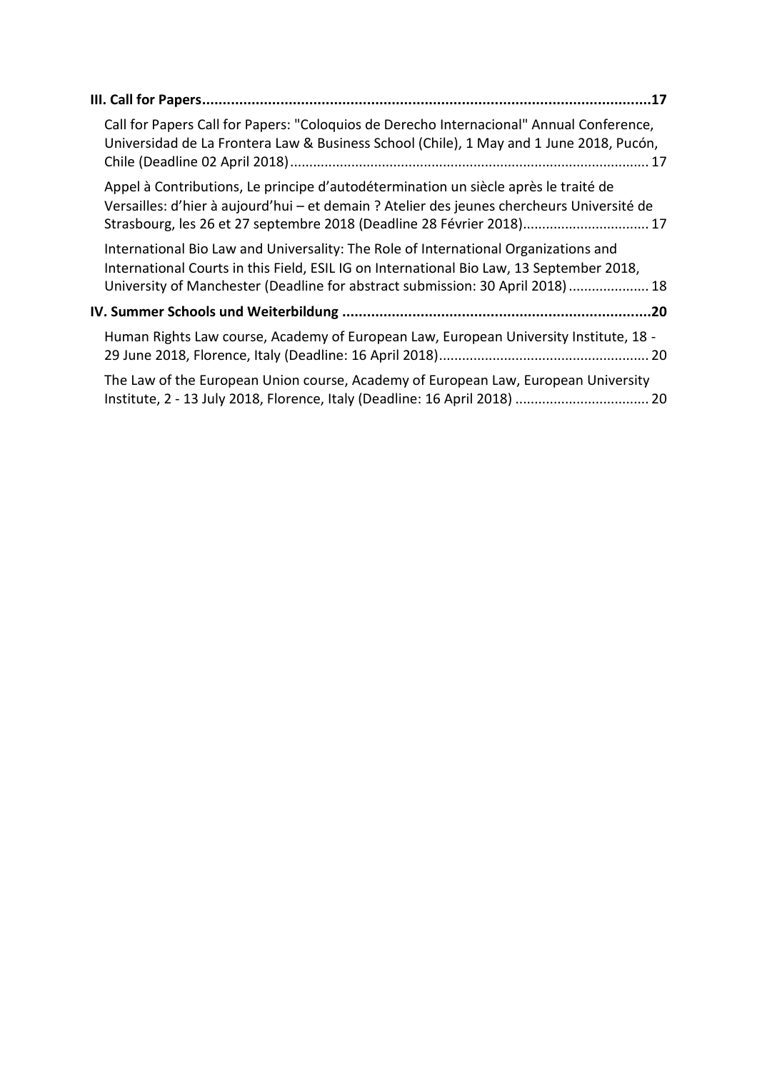**III. Call for Papers** .......... 17

Call for Papers Call for Papers: "Coloquios de Derecho Internacional" Annual Conference, Universidad de La Frontera Law & Business School (Chile), 1 May and 1 June 2018, Pucón, Chile (Deadline 02 April 2018) .......... 17

Appel à Contributions, Le principe d'autodétermination un siècle après le traité de Versailles: d'hier à aujourd'hui – et demain ? Atelier des jeunes chercheurs Université de Strasbourg, les 26 et 27 septembre 2018 (Deadline 28 Février 2018) .......... 17

International Bio Law and Universality: The Role of International Organizations and International Courts in this Field, ESIL IG on International Bio Law, 13 September 2018, University of Manchester (Deadline for abstract submission: 30 April 2018) .......... 18

**IV. Summer Schools und Weiterbildung** .......... 20

Human Rights Law course, Academy of European Law, European University Institute, 18 - 29 June 2018, Florence, Italy (Deadline: 16 April 2018) .......... 20

The Law of the European Union course, Academy of European Law, European University Institute, 2 - 13 July 2018, Florence, Italy (Deadline: 16 April 2018) .......... 20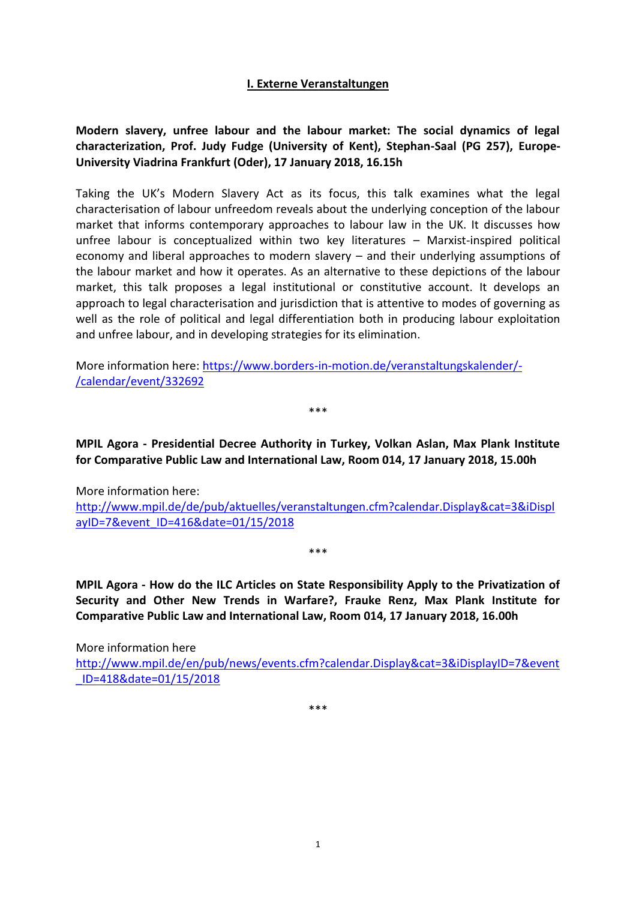## I. Externe Veranstaltungen

**Modern slavery, unfree labour and the labour market: The social dynamics of legal characterization, Prof. Judy Fudge (University of Kent), Stephan-Saal (PG 257), Europe-University Viadrina Frankfurt (Oder), 17 January 2018, 16.15h**

Taking the UK's Modern Slavery Act as its focus, this talk examines what the legal characterisation of labour unfreedom reveals about the underlying conception of the labour market that informs contemporary approaches to labour law in the UK. It discusses how unfree labour is conceptualized within two key literatures – Marxist-inspired political economy and liberal approaches to modern slavery – and their underlying assumptions of the labour market and how it operates. As an alternative to these depictions of the labour market, this talk proposes a legal institutional or constitutive account. It develops an approach to legal characterisation and jurisdiction that is attentive to modes of governing as well as the role of political and legal differentiation both in producing labour exploitation and unfree labour, and in developing strategies for its elimination.

More information here: https://www.borders-in-motion.de/veranstaltungskalender/-/calendar/event/332692

***

**MPIL Agora - Presidential Decree Authority in Turkey, Volkan Aslan, Max Plank Institute for Comparative Public Law and International Law, Room 014, 17 January 2018, 15.00h**

More information here:
http://www.mpil.de/de/pub/aktuelles/veranstaltungen.cfm?calendar.Display&cat=3&iDisplayID=7&event_ID=416&date=01/15/2018

***

**MPIL Agora - How do the ILC Articles on State Responsibility Apply to the Privatization of Security and Other New Trends in Warfare?, Frauke Renz, Max Plank Institute for Comparative Public Law and International Law, Room 014, 17 January 2018, 16.00h**

More information here
http://www.mpil.de/en/pub/news/events.cfm?calendar.Display&cat=3&iDisplayID=7&event_ID=418&date=01/15/2018

***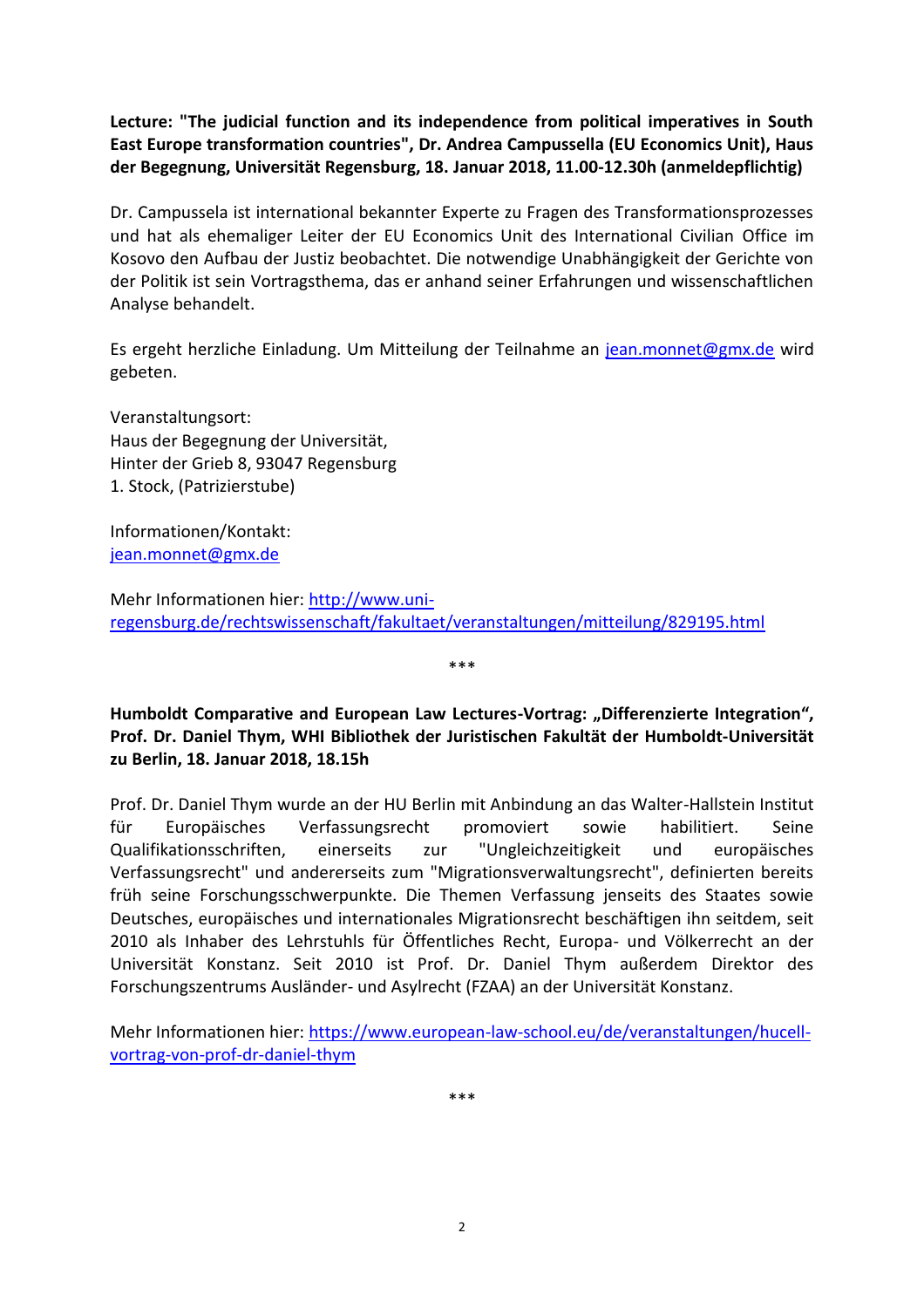**Lecture: "The judicial function and its independence from political imperatives in South East Europe transformation countries", Dr. Andrea Campussella (EU Economics Unit), Haus der Begegnung, Universität Regensburg, 18. Januar 2018, 11.00-12.30h (anmeldepflichtig)**

Dr. Campussela ist international bekannter Experte zu Fragen des Transformationsprozesses und hat als ehemaliger Leiter der EU Economics Unit des International Civilian Office im Kosovo den Aufbau der Justiz beobachtet. Die notwendige Unabhängigkeit der Gerichte von der Politik ist sein Vortragsthema, das er anhand seiner Erfahrungen und wissenschaftlichen Analyse behandelt.

Es ergeht herzliche Einladung. Um Mitteilung der Teilnahme an jean.monnet@gmx.de wird gebeten.

Veranstaltungsort:
Haus der Begegnung der Universität,
Hinter der Grieb 8, 93047 Regensburg
1. Stock, (Patrizierstube)

Informationen/Kontakt:
jean.monnet@gmx.de

Mehr Informationen hier: http://www.uni-regensburg.de/rechtswissenschaft/fakultaet/veranstaltungen/mitteilung/829195.html

***

**Humboldt Comparative and European Law Lectures-Vortrag: „Differenzierte Integration", Prof. Dr. Daniel Thym, WHI Bibliothek der Juristischen Fakultät der Humboldt-Universität zu Berlin, 18. Januar 2018, 18.15h**

Prof. Dr. Daniel Thym wurde an der HU Berlin mit Anbindung an das Walter-Hallstein Institut für Europäisches Verfassungsrecht promoviert sowie habilitiert. Seine Qualifikationsschriften, einerseits zur "Ungleichzeitigkeit und europäisches Verfassungsrecht" und andererseits zum "Migrationsverwaltungsrecht", definierten bereits früh seine Forschungsschwerpunkte. Die Themen Verfassung jenseits des Staates sowie Deutsches, europäisches und internationales Migrationsrecht beschäftigen ihn seitdem, seit 2010 als Inhaber des Lehrstuhls für Öffentliches Recht, Europa- und Völkerrecht an der Universität Konstanz. Seit 2010 ist Prof. Dr. Daniel Thym außerdem Direktor des Forschungszentrums Ausländer- und Asylrecht (FZAA) an der Universität Konstanz.

Mehr Informationen hier: https://www.european-law-school.eu/de/veranstaltungen/hucell-vortrag-von-prof-dr-daniel-thym

***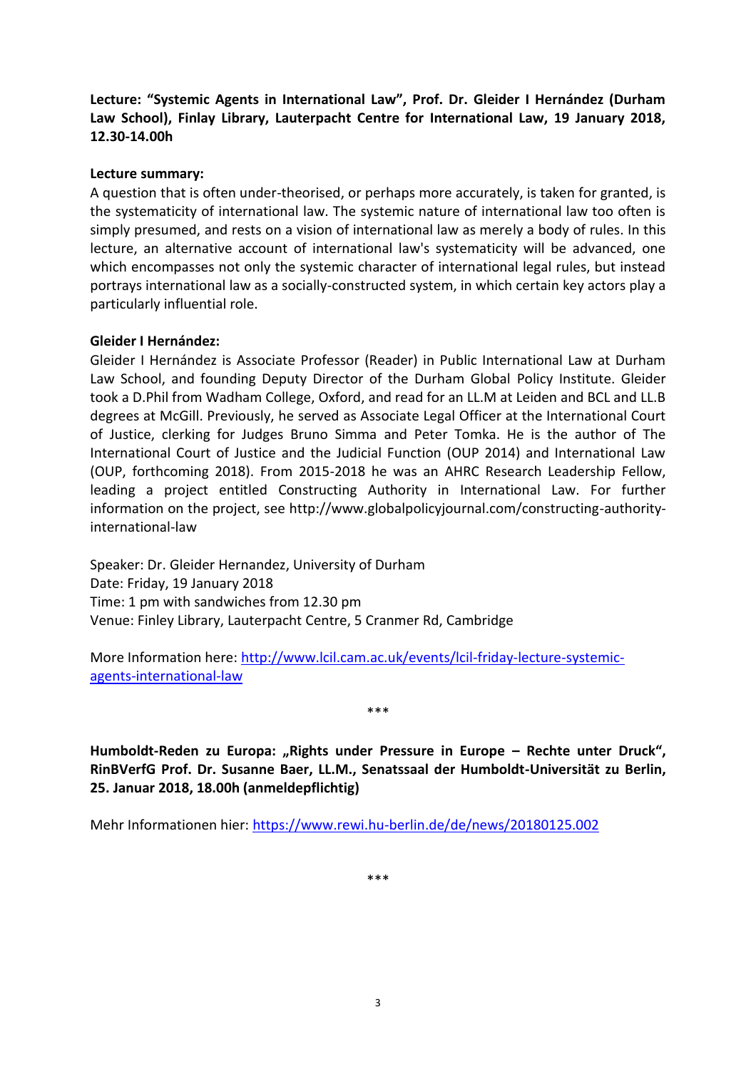**Lecture: "Systemic Agents in International Law", Prof. Dr. Gleider I Hernández (Durham Law School), Finlay Library, Lauterpacht Centre for International Law, 19 January 2018, 12.30-14.00h**

**Lecture summary:**
A question that is often under-theorised, or perhaps more accurately, is taken for granted, is the systematicity of international law. The systemic nature of international law too often is simply presumed, and rests on a vision of international law as merely a body of rules. In this lecture, an alternative account of international law's systematicity will be advanced, one which encompasses not only the systemic character of international legal rules, but instead portrays international law as a socially-constructed system, in which certain key actors play a particularly influential role.

**Gleider I Hernández:**
Gleider I Hernández is Associate Professor (Reader) in Public International Law at Durham Law School, and founding Deputy Director of the Durham Global Policy Institute. Gleider took a D.Phil from Wadham College, Oxford, and read for an LL.M at Leiden and BCL and LL.B degrees at McGill. Previously, he served as Associate Legal Officer at the International Court of Justice, clerking for Judges Bruno Simma and Peter Tomka. He is the author of The International Court of Justice and the Judicial Function (OUP 2014) and International Law (OUP, forthcoming 2018). From 2015-2018 he was an AHRC Research Leadership Fellow, leading a project entitled Constructing Authority in International Law. For further information on the project, see http://www.globalpolicyjournal.com/constructing-authority-international-law

Speaker: Dr. Gleider Hernandez, University of Durham
Date: Friday, 19 January 2018
Time: 1 pm with sandwiches from 12.30 pm
Venue: Finley Library, Lauterpacht Centre, 5 Cranmer Rd, Cambridge

More Information here: [http://www.lcil.cam.ac.uk/events/lcil-friday-lecture-systemic-agents-international-law](http://www.lcil.cam.ac.uk/events/lcil-friday-lecture-systemic-agents-international-law)

\*\*\*

**Humboldt-Reden zu Europa: „Rights under Pressure in Europe – Rechte unter Druck", RinBVerfG Prof. Dr. Susanne Baer, LL.M., Senatssaal der Humboldt-Universität zu Berlin, 25. Januar 2018, 18.00h (anmeldepflichtig)**

Mehr Informationen hier: [https://www.rewi.hu-berlin.de/de/news/20180125.002](https://www.rewi.hu-berlin.de/de/news/20180125.002)

\*\*\*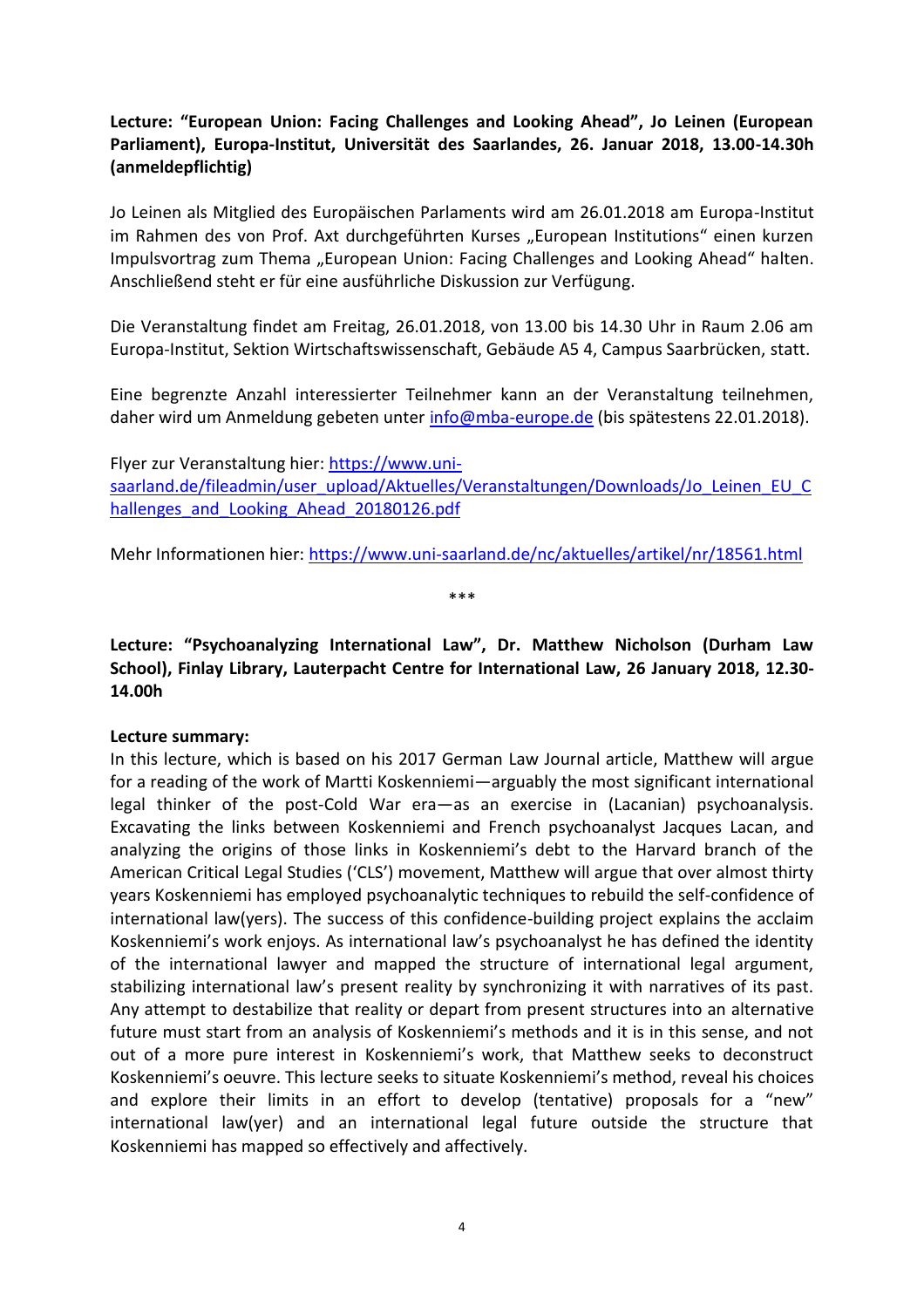**Lecture: “European Union: Facing Challenges and Looking Ahead”, Jo Leinen (European Parliament), Europa-Institut, Universität des Saarlandes, 26. Januar 2018, 13.00-14.30h (anmeldepflichtig)**

Jo Leinen als Mitglied des Europäischen Parlaments wird am 26.01.2018 am Europa-Institut im Rahmen des von Prof. Axt durchgeführten Kurses „European Institutions“ einen kurzen Impulsvortrag zum Thema „European Union: Facing Challenges and Looking Ahead“ halten. Anschließend steht er für eine ausführliche Diskussion zur Verfügung.

Die Veranstaltung findet am Freitag, 26.01.2018, von 13.00 bis 14.30 Uhr in Raum 2.06 am Europa-Institut, Sektion Wirtschaftswissenschaft, Gebäude A5 4, Campus Saarbrücken, statt.

Eine begrenzte Anzahl interessierter Teilnehmer kann an der Veranstaltung teilnehmen, daher wird um Anmeldung gebeten unter info@mba-europe.de (bis spätestens 22.01.2018).

Flyer zur Veranstaltung hier: https://www.uni-saarland.de/fileadmin/user_upload/Aktuelles/Veranstaltungen/Downloads/Jo_Leinen_EU_Challenges_and_Looking_Ahead_20180126.pdf

Mehr Informationen hier: https://www.uni-saarland.de/nc/aktuelles/artikel/nr/18561.html

***

**Lecture: “Psychoanalyzing International Law”, Dr. Matthew Nicholson (Durham Law School), Finlay Library, Lauterpacht Centre for International Law, 26 January 2018, 12.30-14.00h**

**Lecture summary:**
In this lecture, which is based on his 2017 German Law Journal article, Matthew will argue for a reading of the work of Martti Koskenniemi—arguably the most significant international legal thinker of the post-Cold War era—as an exercise in (Lacanian) psychoanalysis. Excavating the links between Koskenniemi and French psychoanalyst Jacques Lacan, and analyzing the origins of those links in Koskenniemi’s debt to the Harvard branch of the American Critical Legal Studies (‘CLS’) movement, Matthew will argue that over almost thirty years Koskenniemi has employed psychoanalytic techniques to rebuild the self-confidence of international law(yers). The success of this confidence-building project explains the acclaim Koskenniemi’s work enjoys. As international law’s psychoanalyst he has defined the identity of the international lawyer and mapped the structure of international legal argument, stabilizing international law’s present reality by synchronizing it with narratives of its past. Any attempt to destabilize that reality or depart from present structures into an alternative future must start from an analysis of Koskenniemi’s methods and it is in this sense, and not out of a more pure interest in Koskenniemi’s work, that Matthew seeks to deconstruct Koskenniemi’s oeuvre. This lecture seeks to situate Koskenniemi’s method, reveal his choices and explore their limits in an effort to develop (tentative) proposals for a “new” international law(yer) and an international legal future outside the structure that Koskenniemi has mapped so effectively and affectively.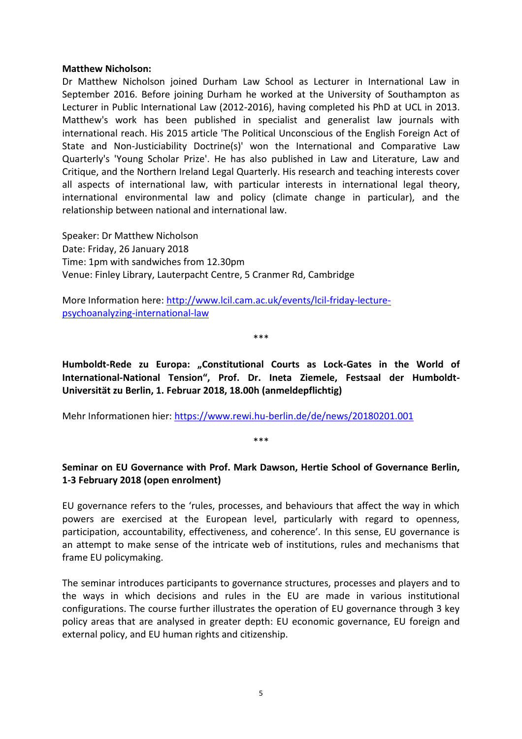**Matthew Nicholson:**

Dr Matthew Nicholson joined Durham Law School as Lecturer in International Law in September 2016. Before joining Durham he worked at the University of Southampton as Lecturer in Public International Law (2012-2016), having completed his PhD at UCL in 2013. Matthew's work has been published in specialist and generalist law journals with international reach. His 2015 article 'The Political Unconscious of the English Foreign Act of State and Non-Justiciability Doctrine(s)' won the International and Comparative Law Quarterly's 'Young Scholar Prize'. He has also published in Law and Literature, Law and Critique, and the Northern Ireland Legal Quarterly. His research and teaching interests cover all aspects of international law, with particular interests in international legal theory, international environmental law and policy (climate change in particular), and the relationship between national and international law.

Speaker: Dr Matthew Nicholson
Date: Friday, 26 January 2018
Time: 1pm with sandwiches from 12.30pm
Venue: Finley Library, Lauterpacht Centre, 5 Cranmer Rd, Cambridge

More Information here: [http://www.lcil.cam.ac.uk/events/lcil-friday-lecture-psychoanalyzing-international-law](http://www.lcil.cam.ac.uk/events/lcil-friday-lecture-psychoanalyzing-international-law)

***

**Humboldt-Rede zu Europa: „Constitutional Courts as Lock-Gates in the World of International-National Tension", Prof. Dr. Ineta Ziemele, Festsaal der Humboldt-Universität zu Berlin, 1. Februar 2018, 18.00h (anmeldepflichtig)**

Mehr Informationen hier: [https://www.rewi.hu-berlin.de/de/news/20180201.001](https://www.rewi.hu-berlin.de/de/news/20180201.001)

***

**Seminar on EU Governance with Prof. Mark Dawson, Hertie School of Governance Berlin, 1-3 February 2018 (open enrolment)**

EU governance refers to the 'rules, processes, and behaviours that affect the way in which powers are exercised at the European level, particularly with regard to openness, participation, accountability, effectiveness, and coherence'. In this sense, EU governance is an attempt to make sense of the intricate web of institutions, rules and mechanisms that frame EU policymaking.

The seminar introduces participants to governance structures, processes and players and to the ways in which decisions and rules in the EU are made in various institutional configurations. The course further illustrates the operation of EU governance through 3 key policy areas that are analysed in greater depth: EU economic governance, EU foreign and external policy, and EU human rights and citizenship.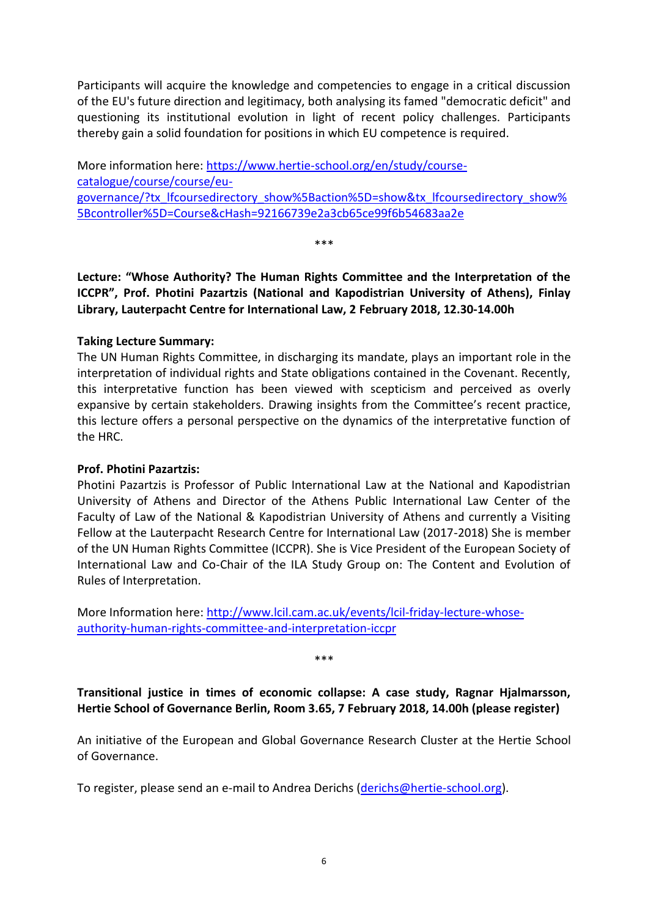Participants will acquire the knowledge and competencies to engage in a critical discussion of the EU's future direction and legitimacy, both analysing its famed "democratic deficit" and questioning its institutional evolution in light of recent policy challenges. Participants thereby gain a solid foundation for positions in which EU competence is required.

More information here: [https://www.hertie-school.org/en/study/course-catalogue/course/course/eu-governance/?tx_lfcoursedirectory_show%5Baction%5D=show&tx_lfcoursedirectory_show%5Bcontroller%5D=Course&cHash=92166739e2a3cb65ce99f6b54683aa2e](https://www.hertie-school.org/en/study/course-catalogue/course/course/eu-governance/?tx_lfcoursedirectory_show%5Baction%5D=show&tx_lfcoursedirectory_show%5Bcontroller%5D=Course&cHash=92166739e2a3cb65ce99f6b54683aa2e)

***

**Lecture: "Whose Authority? The Human Rights Committee and the Interpretation of the ICCPR", Prof. Photini Pazartzis (National and Kapodistrian University of Athens), Finlay Library, Lauterpacht Centre for International Law, 2 February 2018, 12.30-14.00h**

**Taking Lecture Summary:**
The UN Human Rights Committee, in discharging its mandate, plays an important role in the interpretation of individual rights and State obligations contained in the Covenant. Recently, this interpretative function has been viewed with scepticism and perceived as overly expansive by certain stakeholders. Drawing insights from the Committee's recent practice, this lecture offers a personal perspective on the dynamics of the interpretative function of the HRC.

**Prof. Photini Pazartzis:**
Photini Pazartzis is Professor of Public International Law at the National and Kapodistrian University of Athens and Director of the Athens Public International Law Center of the Faculty of Law of the National & Kapodistrian University of Athens and currently a Visiting Fellow at the Lauterpacht Research Centre for International Law (2017-2018) She is member of the UN Human Rights Committee (ICCPR). She is Vice President of the European Society of International Law and Co-Chair of the ILA Study Group on: The Content and Evolution of Rules of Interpretation.

More Information here: [http://www.lcil.cam.ac.uk/events/lcil-friday-lecture-whose-authority-human-rights-committee-and-interpretation-iccpr](http://www.lcil.cam.ac.uk/events/lcil-friday-lecture-whose-authority-human-rights-committee-and-interpretation-iccpr)

***

**Transitional justice in times of economic collapse: A case study, Ragnar Hjalmarsson, Hertie School of Governance Berlin, Room 3.65, 7 February 2018, 14.00h (please register)**

An initiative of the European and Global Governance Research Cluster at the Hertie School of Governance.

To register, please send an e-mail to Andrea Derichs ([derichs@hertie-school.org](mailto:derichs@hertie-school.org)).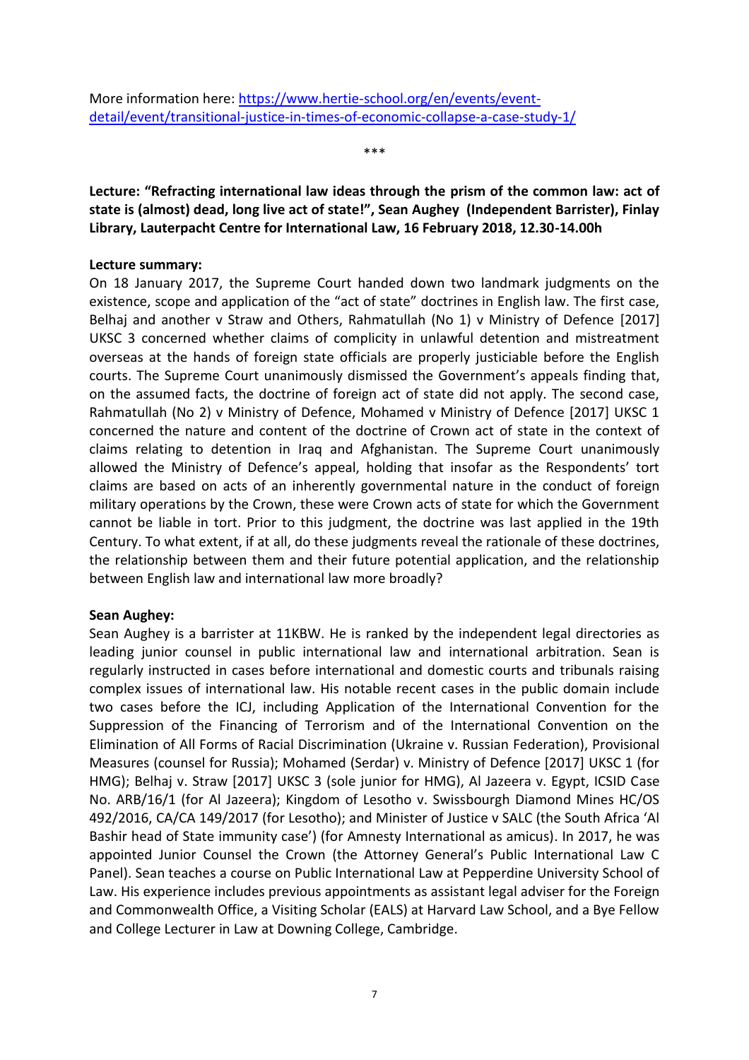More information here: [https://www.hertie-school.org/en/events/event-detail/event/transitional-justice-in-times-of-economic-collapse-a-case-study-1/](https://www.hertie-school.org/en/events/event-detail/event/transitional-justice-in-times-of-economic-collapse-a-case-study-1/)

***

**Lecture: "Refracting international law ideas through the prism of the common law: act of state is (almost) dead, long live act of state!", Sean Aughey (Independent Barrister), Finlay Library, Lauterpacht Centre for International Law, 16 February 2018, 12.30-14.00h**

**Lecture summary:**

On 18 January 2017, the Supreme Court handed down two landmark judgments on the existence, scope and application of the "act of state" doctrines in English law. The first case, Belhaj and another v Straw and Others, Rahmatullah (No 1) v Ministry of Defence [2017] UKSC 3 concerned whether claims of complicity in unlawful detention and mistreatment overseas at the hands of foreign state officials are properly justiciable before the English courts. The Supreme Court unanimously dismissed the Government's appeals finding that, on the assumed facts, the doctrine of foreign act of state did not apply. The second case, Rahmatullah (No 2) v Ministry of Defence, Mohamed v Ministry of Defence [2017] UKSC 1 concerned the nature and content of the doctrine of Crown act of state in the context of claims relating to detention in Iraq and Afghanistan. The Supreme Court unanimously allowed the Ministry of Defence's appeal, holding that insofar as the Respondents' tort claims are based on acts of an inherently governmental nature in the conduct of foreign military operations by the Crown, these were Crown acts of state for which the Government cannot be liable in tort. Prior to this judgment, the doctrine was last applied in the 19th Century. To what extent, if at all, do these judgments reveal the rationale of these doctrines, the relationship between them and their future potential application, and the relationship between English law and international law more broadly?

**Sean Aughey:**

Sean Aughey is a barrister at 11KBW. He is ranked by the independent legal directories as leading junior counsel in public international law and international arbitration. Sean is regularly instructed in cases before international and domestic courts and tribunals raising complex issues of international law. His notable recent cases in the public domain include two cases before the ICJ, including Application of the International Convention for the Suppression of the Financing of Terrorism and of the International Convention on the Elimination of All Forms of Racial Discrimination (Ukraine v. Russian Federation), Provisional Measures (counsel for Russia); Mohamed (Serdar) v. Ministry of Defence [2017] UKSC 1 (for HMG); Belhaj v. Straw [2017] UKSC 3 (sole junior for HMG), Al Jazeera v. Egypt, ICSID Case No. ARB/16/1 (for Al Jazeera); Kingdom of Lesotho v. Swissbourgh Diamond Mines HC/OS 492/2016, CA/CA 149/2017 (for Lesotho); and Minister of Justice v SALC (the South Africa 'Al Bashir head of State immunity case') (for Amnesty International as amicus). In 2017, he was appointed Junior Counsel the Crown (the Attorney General's Public International Law C Panel). Sean teaches a course on Public International Law at Pepperdine University School of Law. His experience includes previous appointments as assistant legal adviser for the Foreign and Commonwealth Office, a Visiting Scholar (EALS) at Harvard Law School, and a Bye Fellow and College Lecturer in Law at Downing College, Cambridge.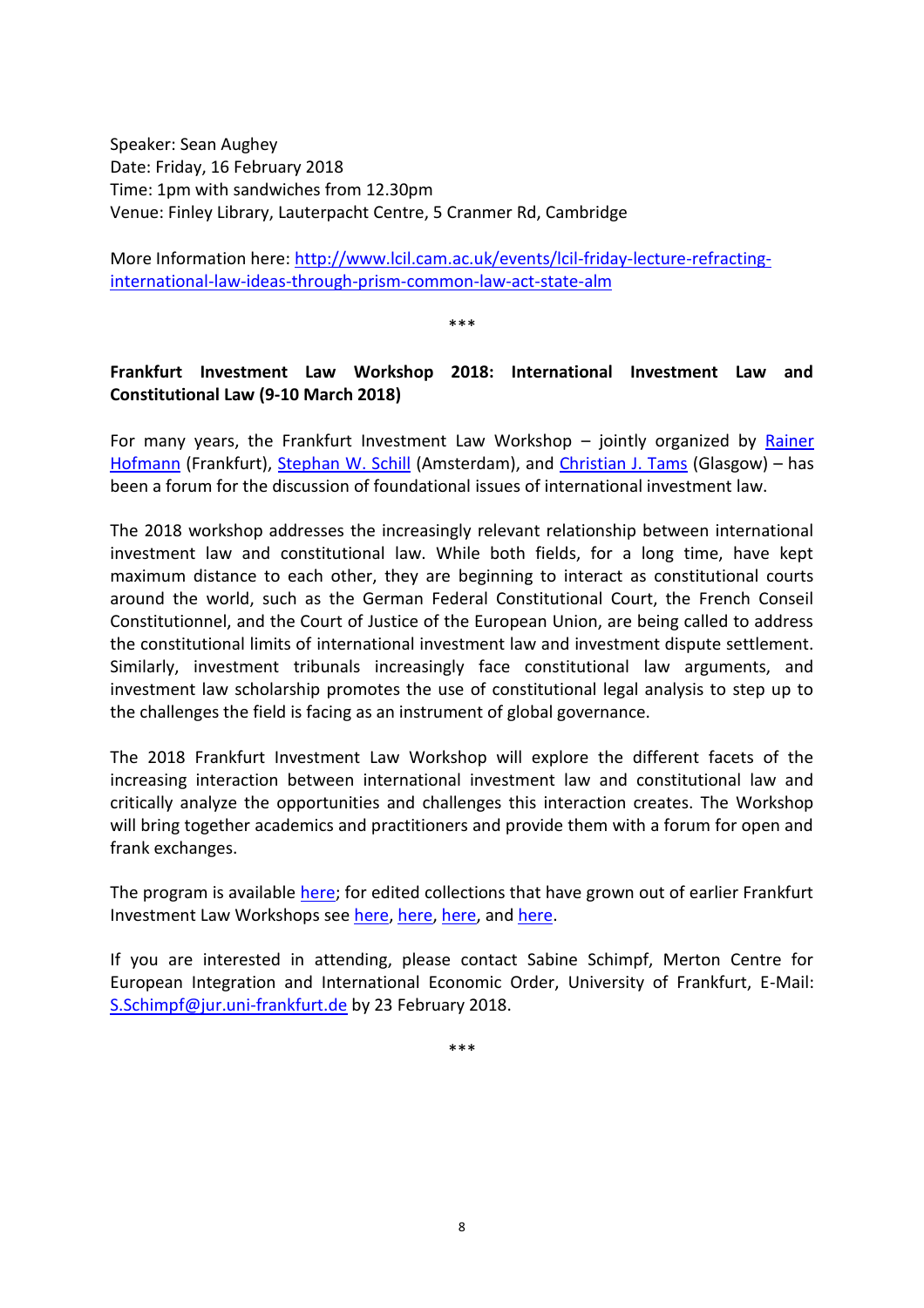Speaker: Sean Aughey
Date: Friday, 16 February 2018
Time: 1pm with sandwiches from 12.30pm
Venue: Finley Library, Lauterpacht Centre, 5 Cranmer Rd, Cambridge

More Information here: [http://www.lcil.cam.ac.uk/events/lcil-friday-lecture-refracting-international-law-ideas-through-prism-common-law-act-state-alm](http://www.lcil.cam.ac.uk/events/lcil-friday-lecture-refracting-international-law-ideas-through-prism-common-law-act-state-alm)

***

**Frankfurt Investment Law Workshop 2018: International Investment Law and Constitutional Law (9-10 March 2018)**

For many years, the Frankfurt Investment Law Workshop – jointly organized by Rainer Hofmann (Frankfurt), Stephan W. Schill (Amsterdam), and Christian J. Tams (Glasgow) – has been a forum for the discussion of foundational issues of international investment law.

The 2018 workshop addresses the increasingly relevant relationship between international investment law and constitutional law. While both fields, for a long time, have kept maximum distance to each other, they are beginning to interact as constitutional courts around the world, such as the German Federal Constitutional Court, the French Conseil Constitutionnel, and the Court of Justice of the European Union, are being called to address the constitutional limits of international investment law and investment dispute settlement. Similarly, investment tribunals increasingly face constitutional law arguments, and investment law scholarship promotes the use of constitutional legal analysis to step up to the challenges the field is facing as an instrument of global governance.

The 2018 Frankfurt Investment Law Workshop will explore the different facets of the increasing interaction between international investment law and constitutional law and critically analyze the opportunities and challenges this interaction creates. The Workshop will bring together academics and practitioners and provide them with a forum for open and frank exchanges.

The program is available here; for edited collections that have grown out of earlier Frankfurt Investment Law Workshops see here, here, here, and here.

If you are interested in attending, please contact Sabine Schimpf, Merton Centre for European Integration and International Economic Order, University of Frankfurt, E-Mail: S.Schimpf@jur.uni-frankfurt.de by 23 February 2018.

***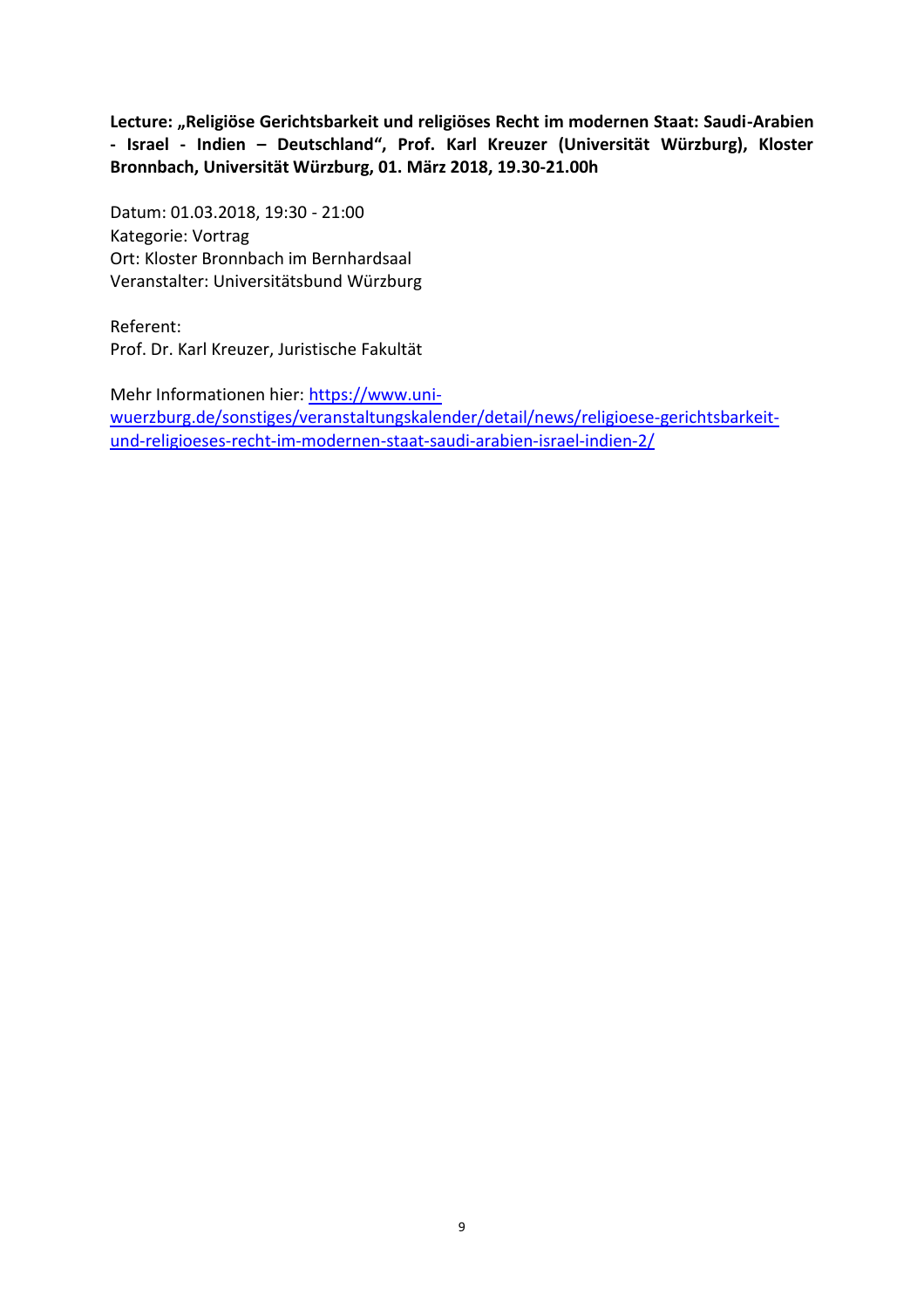**Lecture: „Religiöse Gerichtsbarkeit und religiöses Recht im modernen Staat: Saudi-Arabien - Israel - Indien – Deutschland", Prof. Karl Kreuzer (Universität Würzburg), Kloster Bronnbach, Universität Würzburg, 01. März 2018, 19.30-21.00h**

Datum: 01.03.2018, 19:30 - 21:00
Kategorie: Vortrag
Ort: Kloster Bronnbach im Bernhardsaal
Veranstalter: Universitätsbund Würzburg

Referent:
Prof. Dr. Karl Kreuzer, Juristische Fakultät

Mehr Informationen hier: [https://www.uni-wuerzburg.de/sonstiges/veranstaltungskalender/detail/news/religioese-gerichtsbarkeit-und-religioeses-recht-im-modernen-staat-saudi-arabien-israel-indien-2/](https://www.uni-wuerzburg.de/sonstiges/veranstaltungskalender/detail/news/religioese-gerichtsbarkeit-und-religioeses-recht-im-modernen-staat-saudi-arabien-israel-indien-2/)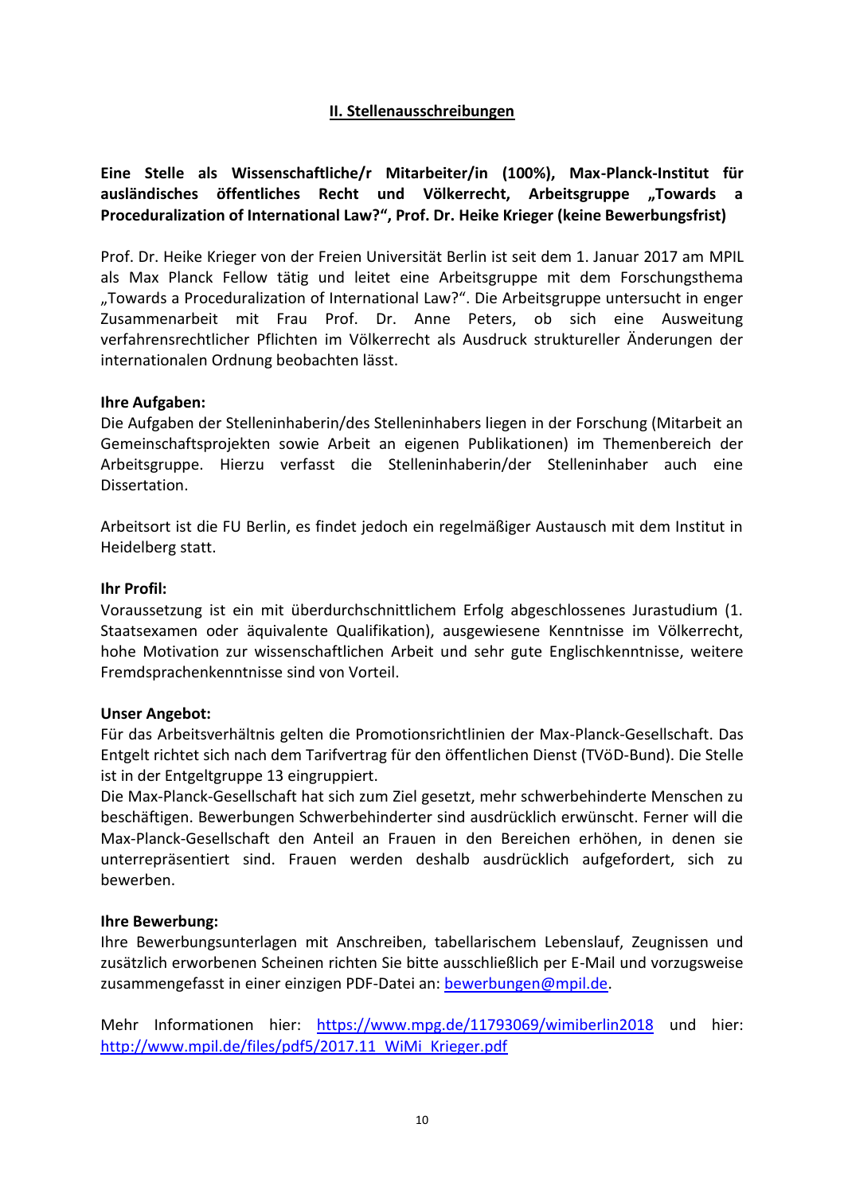## II. Stellenausschreibungen

**Eine Stelle als Wissenschaftliche/r Mitarbeiter/in (100%), Max-Planck-Institut für ausländisches öffentliches Recht und Völkerrecht, Arbeitsgruppe „Towards a Proceduralization of International Law?“, Prof. Dr. Heike Krieger (keine Bewerbungsfrist)**

Prof. Dr. Heike Krieger von der Freien Universität Berlin ist seit dem 1. Januar 2017 am MPIL als Max Planck Fellow tätig und leitet eine Arbeitsgruppe mit dem Forschungsthema „Towards a Proceduralization of International Law?“. Die Arbeitsgruppe untersucht in enger Zusammenarbeit mit Frau Prof. Dr. Anne Peters, ob sich eine Ausweitung verfahrensrechtlicher Pflichten im Völkerrecht als Ausdruck struktureller Änderungen der internationalen Ordnung beobachten lässt.

**Ihre Aufgaben:**
Die Aufgaben der Stelleninhaberin/des Stelleninhabers liegen in der Forschung (Mitarbeit an Gemeinschaftsprojekten sowie Arbeit an eigenen Publikationen) im Themenbereich der Arbeitsgruppe. Hierzu verfasst die Stelleninhaberin/der Stelleninhaber auch eine Dissertation.

Arbeitsort ist die FU Berlin, es findet jedoch ein regelmäßiger Austausch mit dem Institut in Heidelberg statt.

**Ihr Profil:**
Voraussetzung ist ein mit überdurchschnittlichem Erfolg abgeschlossenes Jurastudium (1. Staatsexamen oder äquivalente Qualifikation), ausgewiesene Kenntnisse im Völkerrecht, hohe Motivation zur wissenschaftlichen Arbeit und sehr gute Englischkenntnisse, weitere Fremdsprachenkenntnisse sind von Vorteil.

**Unser Angebot:**
Für das Arbeitsverhältnis gelten die Promotionsrichtlinien der Max-Planck-Gesellschaft. Das Entgelt richtet sich nach dem Tarifvertrag für den öffentlichen Dienst (TVöD-Bund). Die Stelle ist in der Entgeltgruppe 13 eingruppiert.
Die Max-Planck-Gesellschaft hat sich zum Ziel gesetzt, mehr schwerbehinderte Menschen zu beschäftigen. Bewerbungen Schwerbehinderter sind ausdrücklich erwünscht. Ferner will die Max-Planck-Gesellschaft den Anteil an Frauen in den Bereichen erhöhen, in denen sie unterrepräsentiert sind. Frauen werden deshalb ausdrücklich aufgefordert, sich zu bewerben.

**Ihre Bewerbung:**
Ihre Bewerbungsunterlagen mit Anschreiben, tabellarischem Lebenslauf, Zeugnissen und zusätzlich erworbenen Scheinen richten Sie bitte ausschließlich per E-Mail und vorzugsweise zusammengefasst in einer einzigen PDF-Datei an: bewerbungen@mpil.de.

Mehr Informationen hier: https://www.mpg.de/11793069/wimiberlin2018 und hier: http://www.mpil.de/files/pdf5/2017.11_WiMi_Krieger.pdf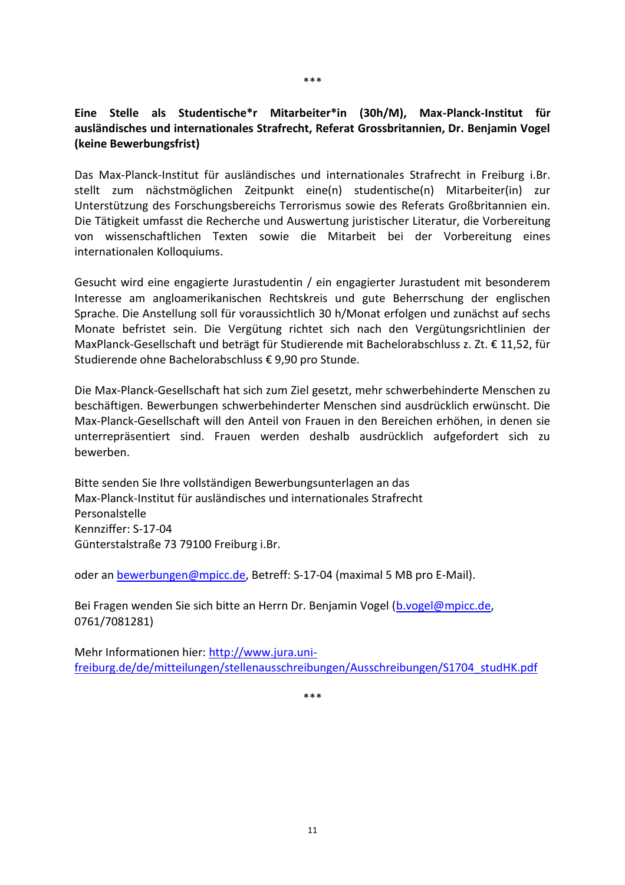\*\*\*

**Eine Stelle als Studentische*r Mitarbeiter*in (30h/M), Max-Planck-Institut für ausländisches und internationales Strafrecht, Referat Grossbritannien, Dr. Benjamin Vogel (keine Bewerbungsfrist)**

Das Max-Planck-Institut für ausländisches und internationales Strafrecht in Freiburg i.Br. stellt zum nächstmöglichen Zeitpunkt eine(n) studentische(n) Mitarbeiter(in) zur Unterstützung des Forschungsbereichs Terrorismus sowie des Referats Großbritannien ein. Die Tätigkeit umfasst die Recherche und Auswertung juristischer Literatur, die Vorbereitung von wissenschaftlichen Texten sowie die Mitarbeit bei der Vorbereitung eines internationalen Kolloquiums.

Gesucht wird eine engagierte Jurastudentin / ein engagierter Jurastudent mit besonderem Interesse am angloamerikanischen Rechtskreis und gute Beherrschung der englischen Sprache. Die Anstellung soll für voraussichtlich 30 h/Monat erfolgen und zunächst auf sechs Monate befristet sein. Die Vergütung richtet sich nach den Vergütungsrichtlinien der MaxPlanck-Gesellschaft und beträgt für Studierende mit Bachelorabschluss z. Zt. € 11,52, für Studierende ohne Bachelorabschluss € 9,90 pro Stunde.

Die Max-Planck-Gesellschaft hat sich zum Ziel gesetzt, mehr schwerbehinderte Menschen zu beschäftigen. Bewerbungen schwerbehinderter Menschen sind ausdrücklich erwünscht. Die Max-Planck-Gesellschaft will den Anteil von Frauen in den Bereichen erhöhen, in denen sie unterrepräsentiert sind. Frauen werden deshalb ausdrücklich aufgefordert sich zu bewerben.

Bitte senden Sie Ihre vollständigen Bewerbungsunterlagen an das
Max-Planck-Institut für ausländisches und internationales Strafrecht
Personalstelle
Kennziffer: S-17-04
Günterstalstraße 73 79100 Freiburg i.Br.

oder an bewerbungen@mpicc.de, Betreff: S-17-04 (maximal 5 MB pro E-Mail).

Bei Fragen wenden Sie sich bitte an Herrn Dr. Benjamin Vogel (b.vogel@mpicc.de, 0761/7081281)

Mehr Informationen hier: http://www.jura.uni-freiburg.de/de/mitteilungen/stellenausschreibungen/Ausschreibungen/S1704_studHK.pdf

\*\*\*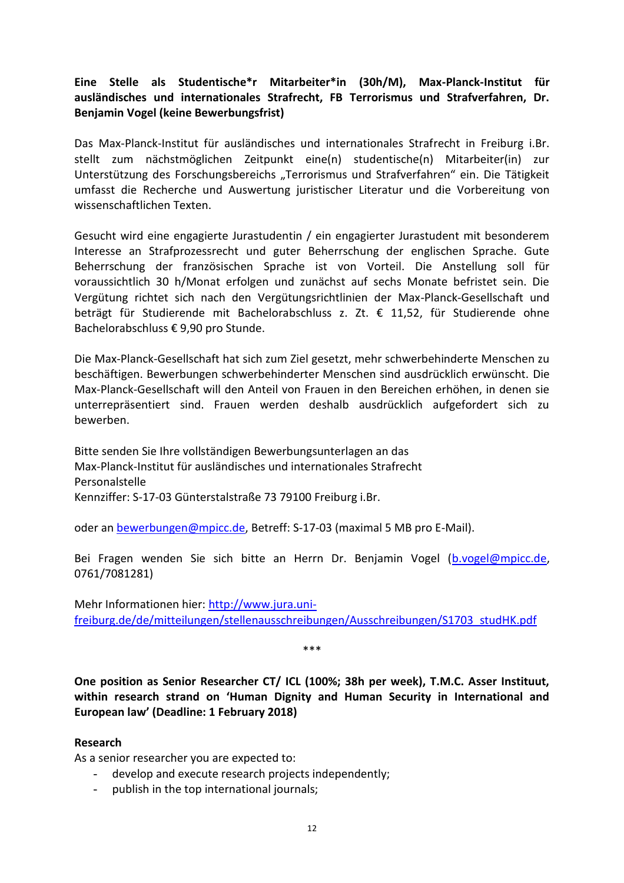**Eine Stelle als Studentische*r Mitarbeiter*in (30h/M), Max-Planck-Institut für ausländisches und internationales Strafrecht, FB Terrorismus und Strafverfahren, Dr. Benjamin Vogel (keine Bewerbungsfrist)**

Das Max-Planck-Institut für ausländisches und internationales Strafrecht in Freiburg i.Br. stellt zum nächstmöglichen Zeitpunkt eine(n) studentische(n) Mitarbeiter(in) zur Unterstützung des Forschungsbereichs „Terrorismus und Strafverfahren" ein. Die Tätigkeit umfasst die Recherche und Auswertung juristischer Literatur und die Vorbereitung von wissenschaftlichen Texten.

Gesucht wird eine engagierte Jurastudentin / ein engagierter Jurastudent mit besonderem Interesse an Strafprozessrecht und guter Beherrschung der englischen Sprache. Gute Beherrschung der französischen Sprache ist von Vorteil. Die Anstellung soll für voraussichtlich 30 h/Monat erfolgen und zunächst auf sechs Monate befristet sein. Die Vergütung richtet sich nach den Vergütungsrichtlinien der Max-Planck-Gesellschaft und beträgt für Studierende mit Bachelorabschluss z. Zt. € 11,52, für Studierende ohne Bachelorabschluss € 9,90 pro Stunde.

Die Max-Planck-Gesellschaft hat sich zum Ziel gesetzt, mehr schwerbehinderte Menschen zu beschäftigen. Bewerbungen schwerbehinderter Menschen sind ausdrücklich erwünscht. Die Max-Planck-Gesellschaft will den Anteil von Frauen in den Bereichen erhöhen, in denen sie unterrepräsentiert sind. Frauen werden deshalb ausdrücklich aufgefordert sich zu bewerben.

Bitte senden Sie Ihre vollständigen Bewerbungsunterlagen an das
Max-Planck-Institut für ausländisches und internationales Strafrecht
Personalstelle
Kennziffer: S-17-03 Günterstalstraße 73 79100 Freiburg i.Br.

oder an bewerbungen@mpicc.de, Betreff: S-17-03 (maximal 5 MB pro E-Mail).

Bei Fragen wenden Sie sich bitte an Herrn Dr. Benjamin Vogel (b.vogel@mpicc.de, 0761/7081281)

Mehr Informationen hier: http://www.jura.uni-freiburg.de/de/mitteilungen/stellenausschreibungen/Ausschreibungen/S1703_studHK.pdf

\*\*\*

**One position as Senior Researcher CT/ ICL (100%; 38h per week), T.M.C. Asser Instituut, within research strand on 'Human Dignity and Human Security in International and European law' (Deadline: 1 February 2018)**

**Research**

As a senior researcher you are expected to:

- develop and execute research projects independently;
- publish in the top international journals;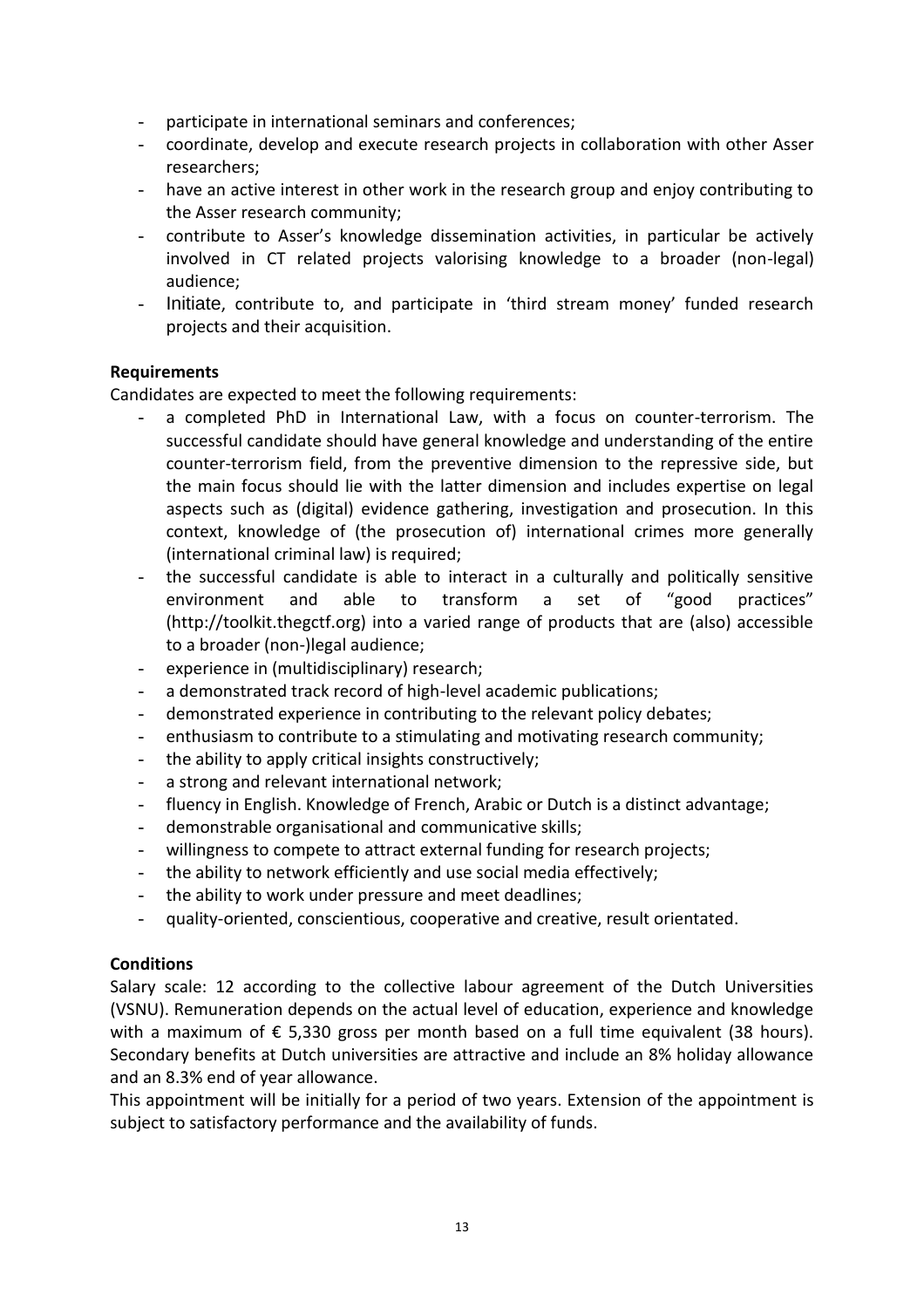- participate in international seminars and conferences;
- coordinate, develop and execute research projects in collaboration with other Asser researchers;
- have an active interest in other work in the research group and enjoy contributing to the Asser research community;
- contribute to Asser's knowledge dissemination activities, in particular be actively involved in CT related projects valorising knowledge to a broader (non-legal) audience;
- Initiate, contribute to, and participate in 'third stream money' funded research projects and their acquisition.

**Requirements**

Candidates are expected to meet the following requirements:

- a completed PhD in International Law, with a focus on counter-terrorism. The successful candidate should have general knowledge and understanding of the entire counter-terrorism field, from the preventive dimension to the repressive side, but the main focus should lie with the latter dimension and includes expertise on legal aspects such as (digital) evidence gathering, investigation and prosecution. In this context, knowledge of (the prosecution of) international crimes more generally (international criminal law) is required;
- the successful candidate is able to interact in a culturally and politically sensitive environment and able to transform a set of "good practices" (http://toolkit.thegctf.org) into a varied range of products that are (also) accessible to a broader (non-)legal audience;
- experience in (multidisciplinary) research;
- a demonstrated track record of high-level academic publications;
- demonstrated experience in contributing to the relevant policy debates;
- enthusiasm to contribute to a stimulating and motivating research community;
- the ability to apply critical insights constructively;
- a strong and relevant international network;
- fluency in English. Knowledge of French, Arabic or Dutch is a distinct advantage;
- demonstrable organisational and communicative skills;
- willingness to compete to attract external funding for research projects;
- the ability to network efficiently and use social media effectively;
- the ability to work under pressure and meet deadlines;
- quality-oriented, conscientious, cooperative and creative, result orientated.

**Conditions**

Salary scale: 12 according to the collective labour agreement of the Dutch Universities (VSNU). Remuneration depends on the actual level of education, experience and knowledge with a maximum of € 5,330 gross per month based on a full time equivalent (38 hours). Secondary benefits at Dutch universities are attractive and include an 8% holiday allowance and an 8.3% end of year allowance.

This appointment will be initially for a period of two years. Extension of the appointment is subject to satisfactory performance and the availability of funds.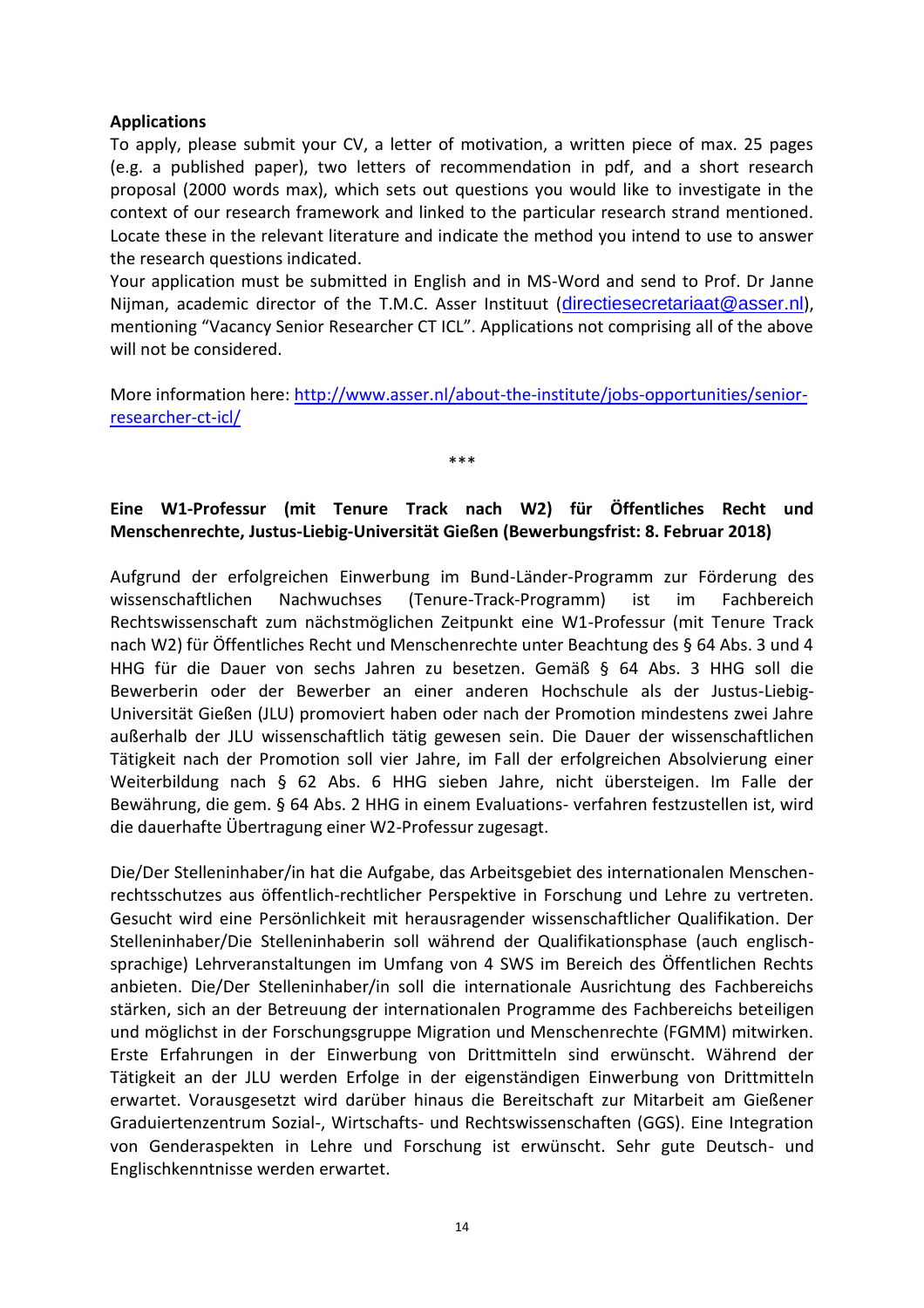**Applications**

To apply, please submit your CV, a letter of motivation, a written piece of max. 25 pages (e.g. a published paper), two letters of recommendation in pdf, and a short research proposal (2000 words max), which sets out questions you would like to investigate in the context of our research framework and linked to the particular research strand mentioned. Locate these in the relevant literature and indicate the method you intend to use to answer the research questions indicated.

Your application must be submitted in English and in MS-Word and send to Prof. Dr Janne Nijman, academic director of the T.M.C. Asser Instituut (directiesecretariaat@asser.nl), mentioning "Vacancy Senior Researcher CT ICL". Applications not comprising all of the above will not be considered.

More information here: http://www.asser.nl/about-the-institute/jobs-opportunities/senior-researcher-ct-icl/

\*\*\*

**Eine W1-Professur (mit Tenure Track nach W2) für Öffentliches Recht und Menschenrechte, Justus-Liebig-Universität Gießen (Bewerbungsfrist: 8. Februar 2018)**

Aufgrund der erfolgreichen Einwerbung im Bund-Länder-Programm zur Förderung des wissenschaftlichen Nachwuchses (Tenure-Track-Programm) ist im Fachbereich Rechtswissenschaft zum nächstmöglichen Zeitpunkt eine W1-Professur (mit Tenure Track nach W2) für Öffentliches Recht und Menschenrechte unter Beachtung des § 64 Abs. 3 und 4 HHG für die Dauer von sechs Jahren zu besetzen. Gemäß § 64 Abs. 3 HHG soll die Bewerberin oder der Bewerber an einer anderen Hochschule als der Justus-Liebig-Universität Gießen (JLU) promoviert haben oder nach der Promotion mindestens zwei Jahre außerhalb der JLU wissenschaftlich tätig gewesen sein. Die Dauer der wissenschaftlichen Tätigkeit nach der Promotion soll vier Jahre, im Fall der erfolgreichen Absolvierung einer Weiterbildung nach § 62 Abs. 6 HHG sieben Jahre, nicht übersteigen. Im Falle der Bewährung, die gem. § 64 Abs. 2 HHG in einem Evaluations- verfahren festzustellen ist, wird die dauerhafte Übertragung einer W2-Professur zugesagt.

Die/Der Stelleninhaber/in hat die Aufgabe, das Arbeitsgebiet des internationalen Menschenrechtsschutzes aus öffentlich-rechtlicher Perspektive in Forschung und Lehre zu vertreten. Gesucht wird eine Persönlichkeit mit herausragender wissenschaftlicher Qualifikation. Der Stelleninhaber/Die Stelleninhaberin soll während der Qualifikationsphase (auch englischsprachige) Lehrveranstaltungen im Umfang von 4 SWS im Bereich des Öffentlichen Rechts anbieten. Die/Der Stelleninhaber/in soll die internationale Ausrichtung des Fachbereichs stärken, sich an der Betreuung der internationalen Programme des Fachbereichs beteiligen und möglichst in der Forschungsgruppe Migration und Menschenrechte (FGMM) mitwirken. Erste Erfahrungen in der Einwerbung von Drittmitteln sind erwünscht. Während der Tätigkeit an der JLU werden Erfolge in der eigenständigen Einwerbung von Drittmitteln erwartet. Vorausgesetzt wird darüber hinaus die Bereitschaft zur Mitarbeit am Gießener Graduiertenzentrum Sozial-, Wirtschafts- und Rechtswissenschaften (GGS). Eine Integration von Genderaspekten in Lehre und Forschung ist erwünscht. Sehr gute Deutsch- und Englischkenntnisse werden erwartet.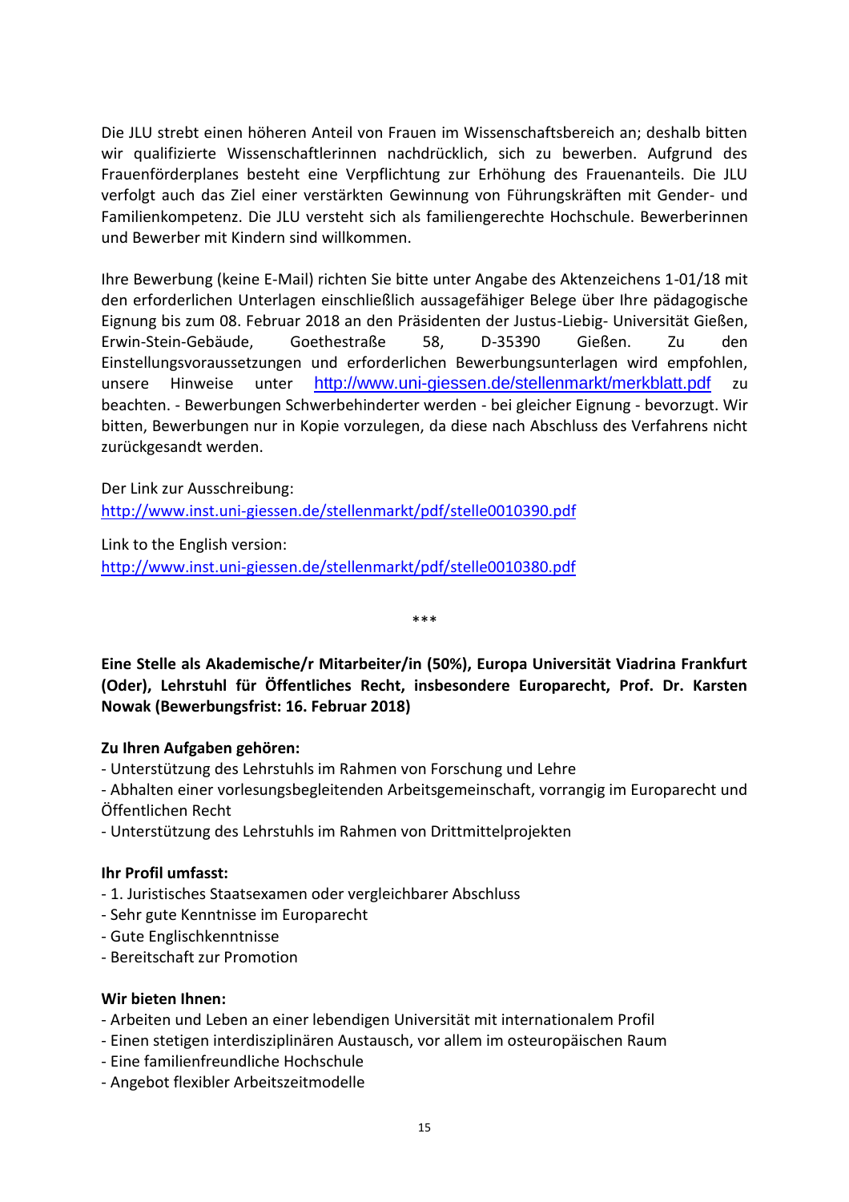Die JLU strebt einen höheren Anteil von Frauen im Wissenschaftsbereich an; deshalb bitten wir qualifizierte Wissenschaftlerinnen nachdrücklich, sich zu bewerben. Aufgrund des Frauenförderplanes besteht eine Verpflichtung zur Erhöhung des Frauenanteils. Die JLU verfolgt auch das Ziel einer verstärkten Gewinnung von Führungskräften mit Gender- und Familienkompetenz. Die JLU versteht sich als familiengerechte Hochschule. Bewerberinnen und Bewerber mit Kindern sind willkommen.

Ihre Bewerbung (keine E-Mail) richten Sie bitte unter Angabe des Aktenzeichens 1-01/18 mit den erforderlichen Unterlagen einschließlich aussagefähiger Belege über Ihre pädagogische Eignung bis zum 08. Februar 2018 an den Präsidenten der Justus-Liebig- Universität Gießen, Erwin-Stein-Gebäude, Goethestraße 58, D-35390 Gießen. Zu den Einstellungsvoraussetzungen und erforderlichen Bewerbungsunterlagen wird empfohlen, unsere Hinweise unter http://www.uni-giessen.de/stellenmarkt/merkblatt.pdf zu beachten. - Bewerbungen Schwerbehinderter werden - bei gleicher Eignung - bevorzugt. Wir bitten, Bewerbungen nur in Kopie vorzulegen, da diese nach Abschluss des Verfahrens nicht zurückgesandt werden.

Der Link zur Ausschreibung:
http://www.inst.uni-giessen.de/stellenmarkt/pdf/stelle0010390.pdf

Link to the English version:
http://www.inst.uni-giessen.de/stellenmarkt/pdf/stelle0010380.pdf

***

**Eine Stelle als Akademische/r Mitarbeiter/in (50%), Europa Universität Viadrina Frankfurt (Oder), Lehrstuhl für Öffentliches Recht, insbesondere Europarecht, Prof. Dr. Karsten Nowak (Bewerbungsfrist: 16. Februar 2018)**

**Zu Ihren Aufgaben gehören:**

- Unterstützung des Lehrstuhls im Rahmen von Forschung und Lehre
- Abhalten einer vorlesungsbegleitenden Arbeitsgemeinschaft, vorrangig im Europarecht und Öffentlichen Recht
- Unterstützung des Lehrstuhls im Rahmen von Drittmittelprojekten

**Ihr Profil umfasst:**

- 1. Juristisches Staatsexamen oder vergleichbarer Abschluss
- Sehr gute Kenntnisse im Europarecht
- Gute Englischkenntnisse
- Bereitschaft zur Promotion

**Wir bieten Ihnen:**

- Arbeiten und Leben an einer lebendigen Universität mit internationalem Profil
- Einen stetigen interdisziplinären Austausch, vor allem im osteuropäischen Raum
- Eine familienfreundliche Hochschule
- Angebot flexibler Arbeitszeitmodelle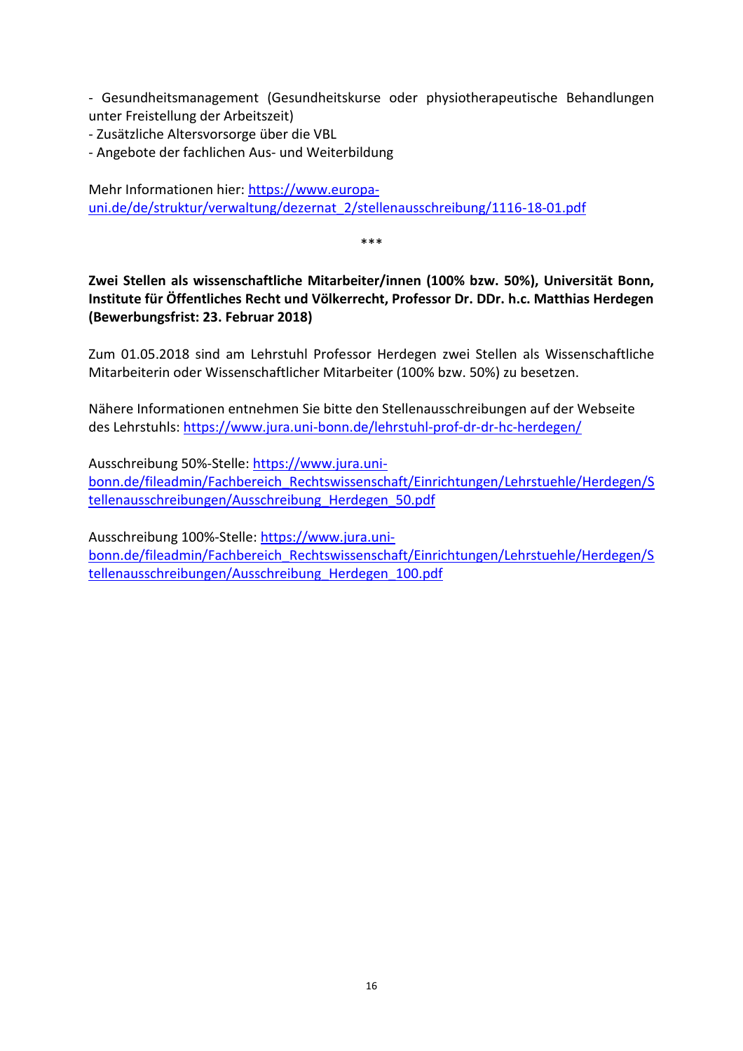- Gesundheitsmanagement (Gesundheitskurse oder physiotherapeutische Behandlungen unter Freistellung der Arbeitszeit)
- Zusätzliche Altersvorsorge über die VBL
- Angebote der fachlichen Aus- und Weiterbildung

Mehr Informationen hier: https://www.europa-uni.de/de/struktur/verwaltung/dezernat_2/stellenausschreibung/1116-18-01.pdf

\*\*\*

**Zwei Stellen als wissenschaftliche Mitarbeiter/innen (100% bzw. 50%), Universität Bonn, Institute für Öffentliches Recht und Völkerrecht, Professor Dr. DDr. h.c. Matthias Herdegen (Bewerbungsfrist: 23. Februar 2018)**

Zum 01.05.2018 sind am Lehrstuhl Professor Herdegen zwei Stellen als Wissenschaftliche Mitarbeiterin oder Wissenschaftlicher Mitarbeiter (100% bzw. 50%) zu besetzen.

Nähere Informationen entnehmen Sie bitte den Stellenausschreibungen auf der Webseite des Lehrstuhls: https://www.jura.uni-bonn.de/lehrstuhl-prof-dr-dr-hc-herdegen/

Ausschreibung 50%-Stelle: https://www.jura.uni-bonn.de/fileadmin/Fachbereich_Rechtswissenschaft/Einrichtungen/Lehrstuehle/Herdegen/Stellenausschreibungen/Ausschreibung_Herdegen_50.pdf

Ausschreibung 100%-Stelle: https://www.jura.uni-bonn.de/fileadmin/Fachbereich_Rechtswissenschaft/Einrichtungen/Lehrstuehle/Herdegen/Stellenausschreibungen/Ausschreibung_Herdegen_100.pdf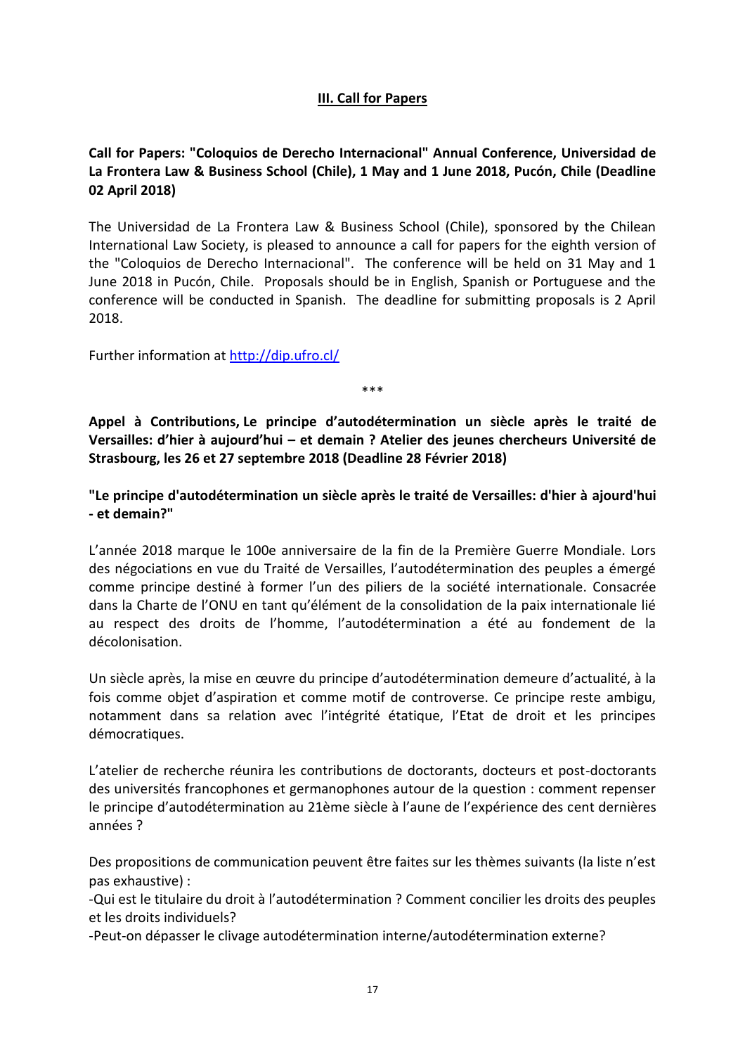## III. Call for Papers

**Call for Papers: "Coloquios de Derecho Internacional" Annual Conference, Universidad de La Frontera Law & Business School (Chile), 1 May and 1 June 2018, Pucón, Chile (Deadline 02 April 2018)**

The Universidad de La Frontera Law & Business School (Chile), sponsored by the Chilean International Law Society, is pleased to announce a call for papers for the eighth version of the "Coloquios de Derecho Internacional". The conference will be held on 31 May and 1 June 2018 in Pucón, Chile. Proposals should be in English, Spanish or Portuguese and the conference will be conducted in Spanish. The deadline for submitting proposals is 2 April 2018.

Further information at http://dip.ufro.cl/

\*\*\*

**Appel à Contributions, Le principe d'autodétermination un siècle après le traité de Versailles: d'hier à aujourd'hui – et demain ? Atelier des jeunes chercheurs Université de Strasbourg, les 26 et 27 septembre 2018 (Deadline 28 Février 2018)**

**"Le principe d'autodétermination un siècle après le traité de Versailles: d'hier à ajourd'hui - et demain?"**

L'année 2018 marque le 100e anniversaire de la fin de la Première Guerre Mondiale. Lors des négociations en vue du Traité de Versailles, l'autodétermination des peuples a émergé comme principe destiné à former l'un des piliers de la société internationale. Consacrée dans la Charte de l'ONU en tant qu'élément de la consolidation de la paix internationale lié au respect des droits de l'homme, l'autodétermination a été au fondement de la décolonisation.

Un siècle après, la mise en œuvre du principe d'autodétermination demeure d'actualité, à la fois comme objet d'aspiration et comme motif de controverse. Ce principe reste ambigu, notamment dans sa relation avec l'intégrité étatique, l'Etat de droit et les principes démocratiques.

L'atelier de recherche réunira les contributions de doctorants, docteurs et post-doctorants des universités francophones et germanophones autour de la question : comment repenser le principe d'autodétermination au 21ème siècle à l'aune de l'expérience des cent dernières années ?

Des propositions de communication peuvent être faites sur les thèmes suivants (la liste n'est pas exhaustive) :

-Qui est le titulaire du droit à l'autodétermination ? Comment concilier les droits des peuples et les droits individuels?

-Peut-on dépasser le clivage autodétermination interne/autodétermination externe?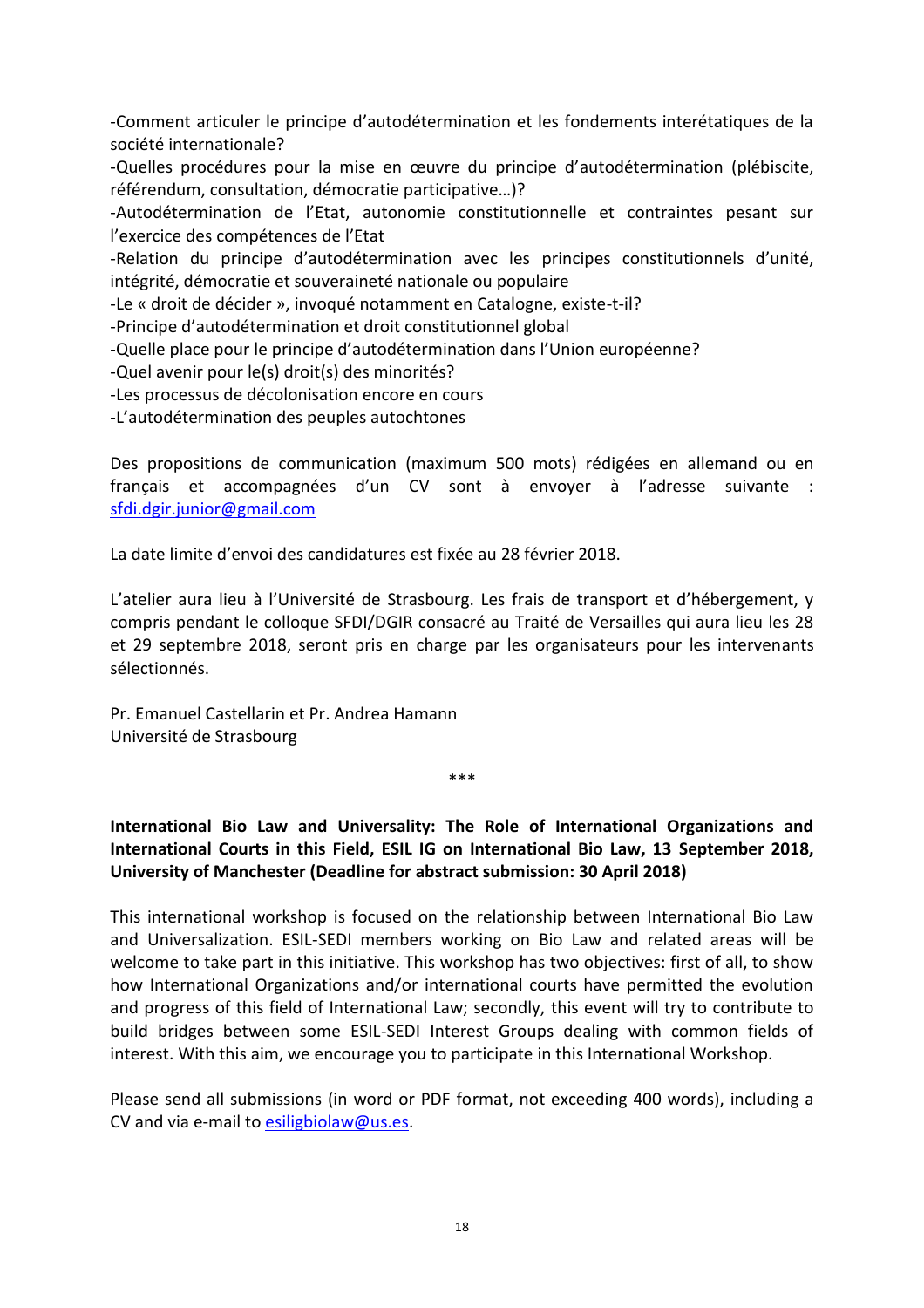-Comment articuler le principe d'autodétermination et les fondements interétatiques de la société internationale?
-Quelles procédures pour la mise en œuvre du principe d'autodétermination (plébiscite, référendum, consultation, démocratie participative…)?
-Autodétermination de l'Etat, autonomie constitutionnelle et contraintes pesant sur l'exercice des compétences de l'Etat
-Relation du principe d'autodétermination avec les principes constitutionnels d'unité, intégrité, démocratie et souveraineté nationale ou populaire
-Le « droit de décider », invoqué notamment en Catalogne, existe-t-il?
-Principe d'autodétermination et droit constitutionnel global
-Quelle place pour le principe d'autodétermination dans l'Union européenne?
-Quel avenir pour le(s) droit(s) des minorités?
-Les processus de décolonisation encore en cours
-L'autodétermination des peuples autochtones

Des propositions de communication (maximum 500 mots) rédigées en allemand ou en français et accompagnées d'un CV sont à envoyer à l'adresse suivante : sfdi.dgir.junior@gmail.com

La date limite d'envoi des candidatures est fixée au 28 février 2018.

L'atelier aura lieu à l'Université de Strasbourg. Les frais de transport et d'hébergement, y compris pendant le colloque SFDI/DGIR consacré au Traité de Versailles qui aura lieu les 28 et 29 septembre 2018, seront pris en charge par les organisateurs pour les intervenants sélectionnés.

Pr. Emanuel Castellarin et Pr. Andrea Hamann
Université de Strasbourg

***

**International Bio Law and Universality: The Role of International Organizations and International Courts in this Field, ESIL IG on International Bio Law, 13 September 2018, University of Manchester (Deadline for abstract submission: 30 April 2018)**

This international workshop is focused on the relationship between International Bio Law and Universalization. ESIL-SEDI members working on Bio Law and related areas will be welcome to take part in this initiative. This workshop has two objectives: first of all, to show how International Organizations and/or international courts have permitted the evolution and progress of this field of International Law; secondly, this event will try to contribute to build bridges between some ESIL-SEDI Interest Groups dealing with common fields of interest. With this aim, we encourage you to participate in this International Workshop.

Please send all submissions (in word or PDF format, not exceeding 400 words), including a CV and via e-mail to esiligbiolaw@us.es.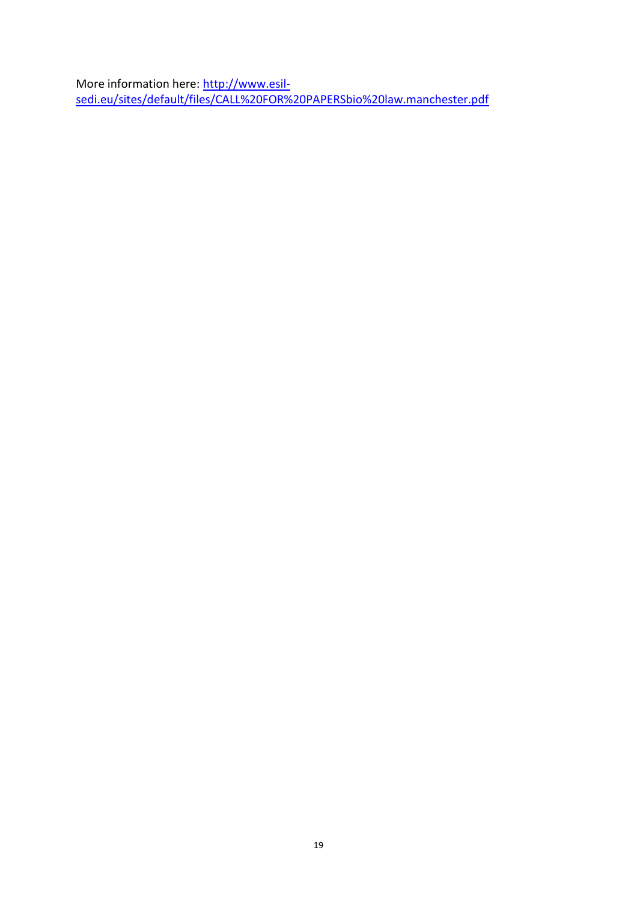More information here: [http://www.esil-sedi.eu/sites/default/files/CALL%20FOR%20PAPERSbio%20law.manchester.pdf](http://www.esil-sedi.eu/sites/default/files/CALL%20FOR%20PAPERSbio%20law.manchester.pdf)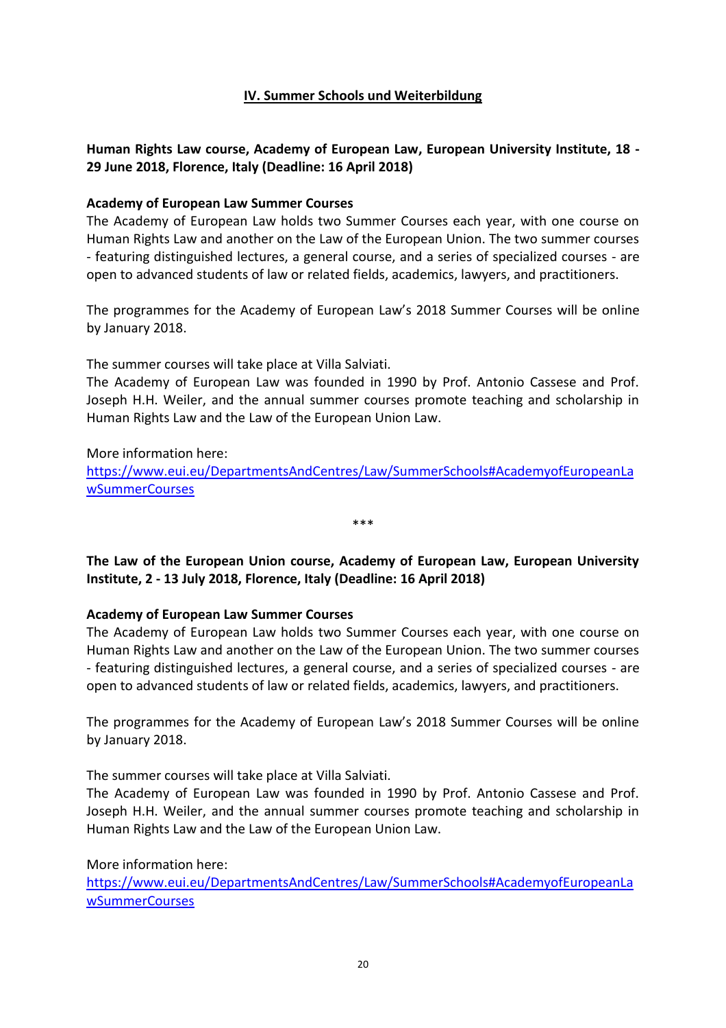## IV. Summer Schools und Weiterbildung

**Human Rights Law course, Academy of European Law, European University Institute, 18 - 29 June 2018, Florence, Italy (Deadline: 16 April 2018)**

**Academy of European Law Summer Courses**
The Academy of European Law holds two Summer Courses each year, with one course on Human Rights Law and another on the Law of the European Union. The two summer courses - featuring distinguished lectures, a general course, and a series of specialized courses - are open to advanced students of law or related fields, academics, lawyers, and practitioners.

The programmes for the Academy of European Law's 2018 Summer Courses will be online by January 2018.

The summer courses will take place at Villa Salviati.
The Academy of European Law was founded in 1990 by Prof. Antonio Cassese and Prof. Joseph H.H. Weiler, and the annual summer courses promote teaching and scholarship in Human Rights Law and the Law of the European Union Law.

More information here:
https://www.eui.eu/DepartmentsAndCentres/Law/SummerSchools#AcademyofEuropeanLawSummerCourses

***

**The Law of the European Union course, Academy of European Law, European University Institute, 2 - 13 July 2018, Florence, Italy (Deadline: 16 April 2018)**

**Academy of European Law Summer Courses**
The Academy of European Law holds two Summer Courses each year, with one course on Human Rights Law and another on the Law of the European Union. The two summer courses - featuring distinguished lectures, a general course, and a series of specialized courses - are open to advanced students of law or related fields, academics, lawyers, and practitioners.

The programmes for the Academy of European Law's 2018 Summer Courses will be online by January 2018.

The summer courses will take place at Villa Salviati.
The Academy of European Law was founded in 1990 by Prof. Antonio Cassese and Prof. Joseph H.H. Weiler, and the annual summer courses promote teaching and scholarship in Human Rights Law and the Law of the European Union Law.

More information here:
https://www.eui.eu/DepartmentsAndCentres/Law/SummerSchools#AcademyofEuropeanLawSummerCourses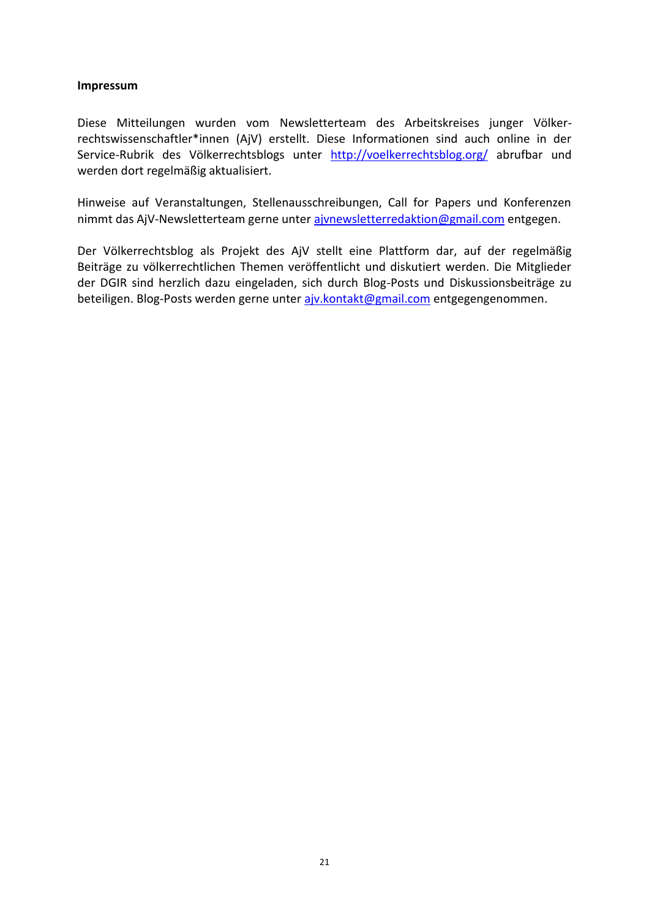**Impressum**

Diese Mitteilungen wurden vom Newsletterteam des Arbeitskreises junger Völkerrechtswissenschaftler*innen (AjV) erstellt. Diese Informationen sind auch online in der Service-Rubrik des Völkerrechtsblogs unter http://voelkerrechtsblog.org/ abrufbar und werden dort regelmäßig aktualisiert.

Hinweise auf Veranstaltungen, Stellenausschreibungen, Call for Papers und Konferenzen nimmt das AjV-Newsletterteam gerne unter ajvnewsletterredaktion@gmail.com entgegen.

Der Völkerrechtsblog als Projekt des AjV stellt eine Plattform dar, auf der regelmäßig Beiträge zu völkerrechtlichen Themen veröffentlicht und diskutiert werden. Die Mitglieder der DGIR sind herzlich dazu eingeladen, sich durch Blog-Posts und Diskussionsbeiträge zu beteiligen. Blog-Posts werden gerne unter ajv.kontakt@gmail.com entgegengenommen.